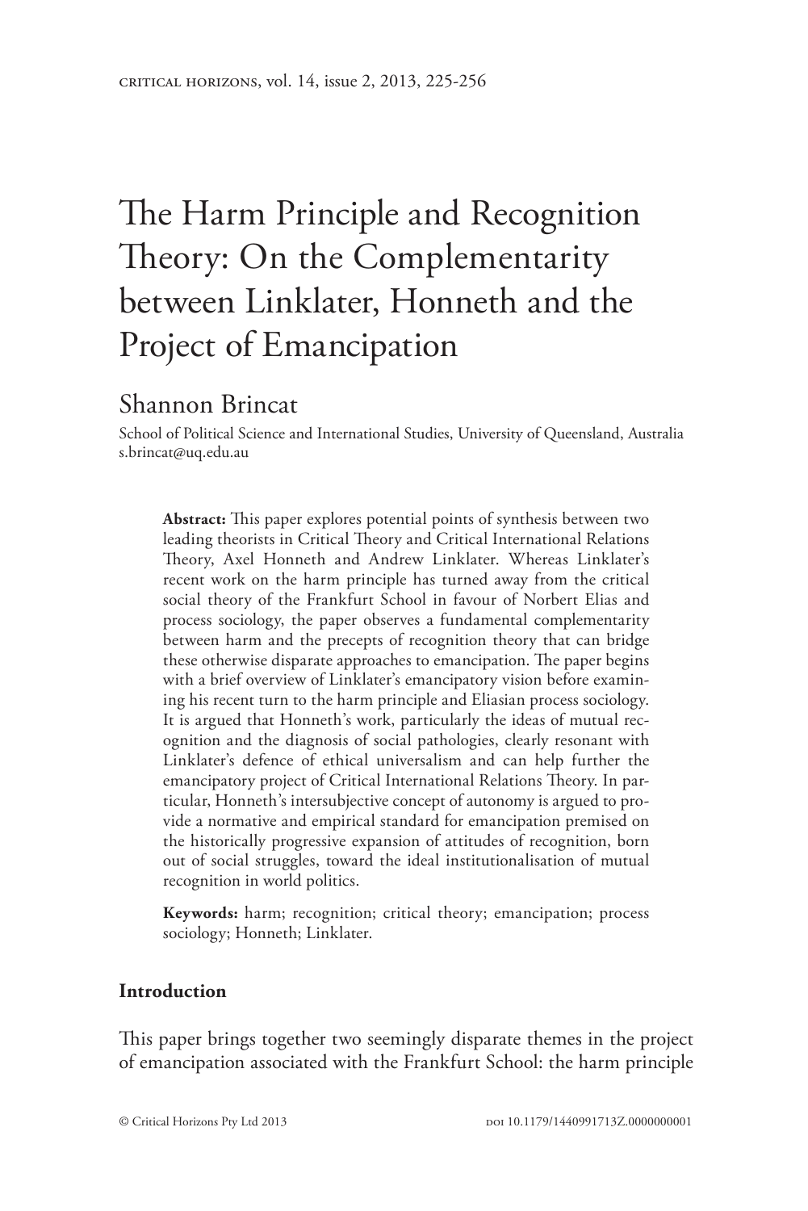# The Harm Principle and Recognition Theory: On the Complementarity between Linklater, Honneth and the Project of Emancipation

## Shannon Brincat

School of Political Science and International Studies, University of Queensland, Australia
s.brincat@uq.edu.au

**Abstract:** This paper explores potential points of synthesis between two leading theorists in Critical Theory and Critical International Relations Theory, Axel Honneth and Andrew Linklater. Whereas Linklater's recent work on the harm principle has turned away from the critical social theory of the Frankfurt School in favour of Norbert Elias and process sociology, the paper observes a fundamental complementarity between harm and the precepts of recognition theory that can bridge these otherwise disparate approaches to emancipation. The paper begins with a brief overview of Linklater's emancipatory vision before examining his recent turn to the harm principle and Eliasian process sociology. It is argued that Honneth's work, particularly the ideas of mutual recognition and the diagnosis of social pathologies, clearly resonant with Linklater's defence of ethical universalism and can help further the emancipatory project of Critical International Relations Theory. In particular, Honneth's intersubjective concept of autonomy is argued to provide a normative and empirical standard for emancipation premised on the historically progressive expansion of attitudes of recognition, born out of social struggles, toward the ideal institutionalisation of mutual recognition in world politics.

**Keywords:** harm; recognition; critical theory; emancipation; process sociology; Honneth; Linklater.

## Introduction

This paper brings together two seemingly disparate themes in the project of emancipation associated with the Frankfurt School: the harm principle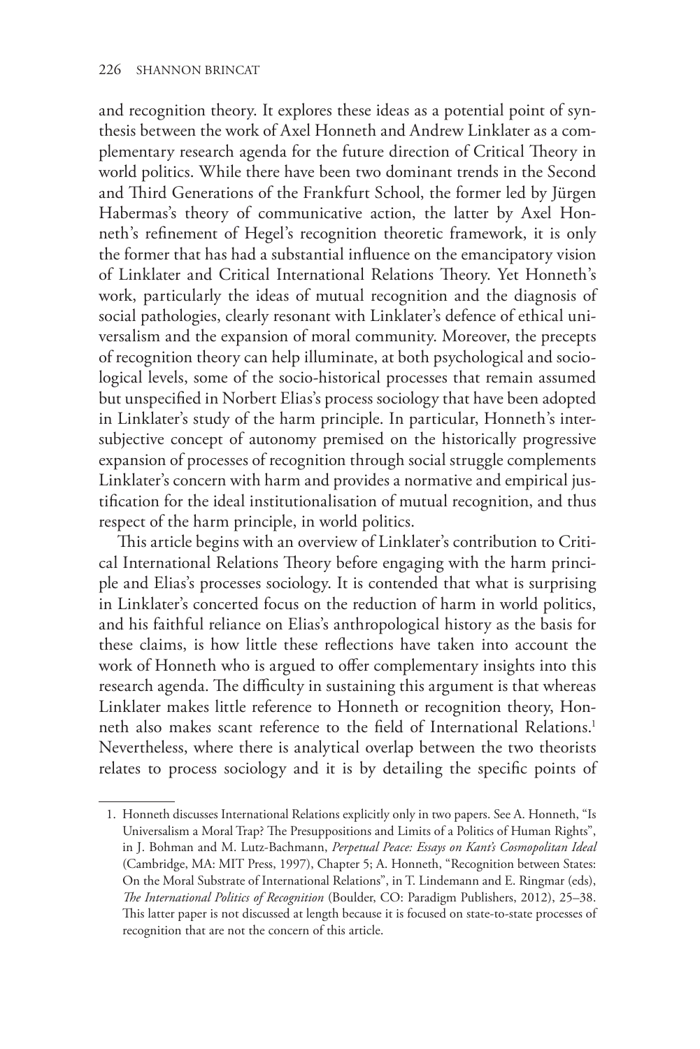and recognition theory. It explores these ideas as a potential point of synthesis between the work of Axel Honneth and Andrew Linklater as a complementary research agenda for the future direction of Critical Theory in world politics. While there have been two dominant trends in the Second and Third Generations of the Frankfurt School, the former led by Jürgen Habermas's theory of communicative action, the latter by Axel Honneth's refinement of Hegel's recognition theoretic framework, it is only the former that has had a substantial influence on the emancipatory vision of Linklater and Critical International Relations Theory. Yet Honneth's work, particularly the ideas of mutual recognition and the diagnosis of social pathologies, clearly resonant with Linklater's defence of ethical universalism and the expansion of moral community. Moreover, the precepts of recognition theory can help illuminate, at both psychological and sociological levels, some of the socio-historical processes that remain assumed but unspecified in Norbert Elias's process sociology that have been adopted in Linklater's study of the harm principle. In particular, Honneth's intersubjective concept of autonomy premised on the historically progressive expansion of processes of recognition through social struggle complements Linklater's concern with harm and provides a normative and empirical justification for the ideal institutionalisation of mutual recognition, and thus respect of the harm principle, in world politics.

This article begins with an overview of Linklater's contribution to Critical International Relations Theory before engaging with the harm principle and Elias's processes sociology. It is contended that what is surprising in Linklater's concerted focus on the reduction of harm in world politics, and his faithful reliance on Elias's anthropological history as the basis for these claims, is how little these reflections have taken into account the work of Honneth who is argued to offer complementary insights into this research agenda. The difficulty in sustaining this argument is that whereas Linklater makes little reference to Honneth or recognition theory, Honneth also makes scant reference to the field of International Relations.[1] Nevertheless, where there is analytical overlap between the two theorists relates to process sociology and it is by detailing the specific points of

1. Honneth discusses International Relations explicitly only in two papers. See A. Honneth, "Is Universalism a Moral Trap? The Presuppositions and Limits of a Politics of Human Rights", in J. Bohman and M. Lutz-Bachmann, *Perpetual Peace: Essays on Kant's Cosmopolitan Ideal* (Cambridge, MA: MIT Press, 1997), Chapter 5; A. Honneth, "Recognition between States: On the Moral Substrate of International Relations", in T. Lindemann and E. Ringmar (eds), *The International Politics of Recognition* (Boulder, CO: Paradigm Publishers, 2012), 25–38. This latter paper is not discussed at length because it is focused on state-to-state processes of recognition that are not the concern of this article.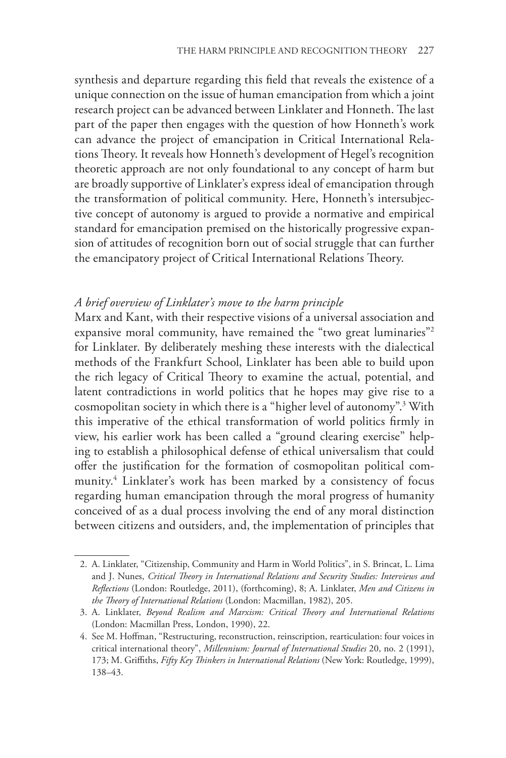synthesis and departure regarding this field that reveals the existence of a unique connection on the issue of human emancipation from which a joint research project can be advanced between Linklater and Honneth. The last part of the paper then engages with the question of how Honneth's work can advance the project of emancipation in Critical International Relations Theory. It reveals how Honneth's development of Hegel's recognition theoretic approach are not only foundational to any concept of harm but are broadly supportive of Linklater's express ideal of emancipation through the transformation of political community. Here, Honneth's intersubjective concept of autonomy is argued to provide a normative and empirical standard for emancipation premised on the historically progressive expansion of attitudes of recognition born out of social struggle that can further the emancipatory project of Critical International Relations Theory.

### *A brief overview of Linklater's move to the harm principle*

Marx and Kant, with their respective visions of a universal association and expansive moral community, have remained the "two great luminaries"[2] for Linklater. By deliberately meshing these interests with the dialectical methods of the Frankfurt School, Linklater has been able to build upon the rich legacy of Critical Theory to examine the actual, potential, and latent contradictions in world politics that he hopes may give rise to a cosmopolitan society in which there is a "higher level of autonomy".[3] With this imperative of the ethical transformation of world politics firmly in view, his earlier work has been called a "ground clearing exercise" helping to establish a philosophical defense of ethical universalism that could offer the justification for the formation of cosmopolitan political community.[4] Linklater's work has been marked by a consistency of focus regarding human emancipation through the moral progress of humanity conceived of as a dual process involving the end of any moral distinction between citizens and outsiders, and, the implementation of principles that

---

2. A. Linklater, "Citizenship, Community and Harm in World Politics", in S. Brincat, L. Lima and J. Nunes, *Critical Theory in International Relations and Security Studies: Interviews and Reflections* (London: Routledge, 2011), (forthcoming), 8; A. Linklater, *Men and Citizens in the Theory of International Relations* (London: Macmillan, 1982), 205.
3. A. Linklater, *Beyond Realism and Marxism: Critical Theory and International Relations* (London: Macmillan Press, London, 1990), 22.
4. See M. Hoffman, "Restructuring, reconstruction, reinscription, rearticulation: four voices in critical international theory", *Millennium: Journal of International Studies* 20, no. 2 (1991), 173; M. Griffiths, *Fifty Key Thinkers in International Relations* (New York: Routledge, 1999), 138–43.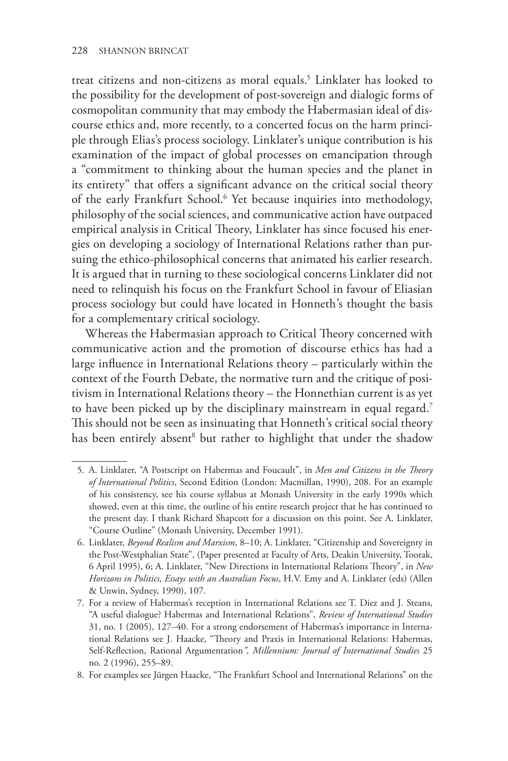treat citizens and non-citizens as moral equals.[5] Linklater has looked to the possibility for the development of post-sovereign and dialogic forms of cosmopolitan community that may embody the Habermasian ideal of discourse ethics and, more recently, to a concerted focus on the harm principle through Elias's process sociology. Linklater's unique contribution is his examination of the impact of global processes on emancipation through a "commitment to thinking about the human species and the planet in its entirety" that offers a significant advance on the critical social theory of the early Frankfurt School.[6] Yet because inquiries into methodology, philosophy of the social sciences, and communicative action have outpaced empirical analysis in Critical Theory, Linklater has since focused his energies on developing a sociology of International Relations rather than pursuing the ethico-philosophical concerns that animated his earlier research. It is argued that in turning to these sociological concerns Linklater did not need to relinquish his focus on the Frankfurt School in favour of Eliasian process sociology but could have located in Honneth's thought the basis for a complementary critical sociology.

Whereas the Habermasian approach to Critical Theory concerned with communicative action and the promotion of discourse ethics has had a large influence in International Relations theory – particularly within the context of the Fourth Debate, the normative turn and the critique of positivism in International Relations theory – the Honnethian current is as yet to have been picked up by the disciplinary mainstream in equal regard.[7] This should not be seen as insinuating that Honneth's critical social theory has been entirely absent[8] but rather to highlight that under the shadow

5. A. Linklater, "A Postscript on Habermas and Foucault", in *Men and Citizens in the Theory of International Politics*, Second Edition (London: Macmillan, 1990), 208. For an example of his consistency, see his course syllabus at Monash University in the early 1990s which showed, even at this time, the outline of his entire research project that he has continued to the present day. I thank Richard Shapcott for a discussion on this point. See A. Linklater, "Course Outline" (Monash University, December 1991).

6. Linklater, *Beyond Realism and Marxism*, 8–10; A. Linklater, "Citizenship and Sovereignty in the Post-Westphalian State", (Paper presented at Faculty of Arts, Deakin University, Toorak, 6 April 1995), 6; A. Linklater, "New Directions in International Relations Theory", in *New Horizons in Politics, Essays with an Australian Focus*, H.V. Emy and A. Linklater (eds) (Allen & Unwin, Sydney, 1990), 107.

7. For a review of Habermas's reception in International Relations see T. Diez and J. Steans, "A useful dialogue? Habermas and International Relations", *Review of International Studies* 31, no. 1 (2005), 127–40. For a strong endorsement of Habermas's importance in International Relations see J. Haacke, "Theory and Praxis in International Relations: Habermas, Self-Reflection, Rational Argumentation*", Millennium: Journal of International Studies* 25 no. 2 (1996), 255–89.

8. For examples see Jürgen Haacke, "The Frankfurt School and International Relations" on the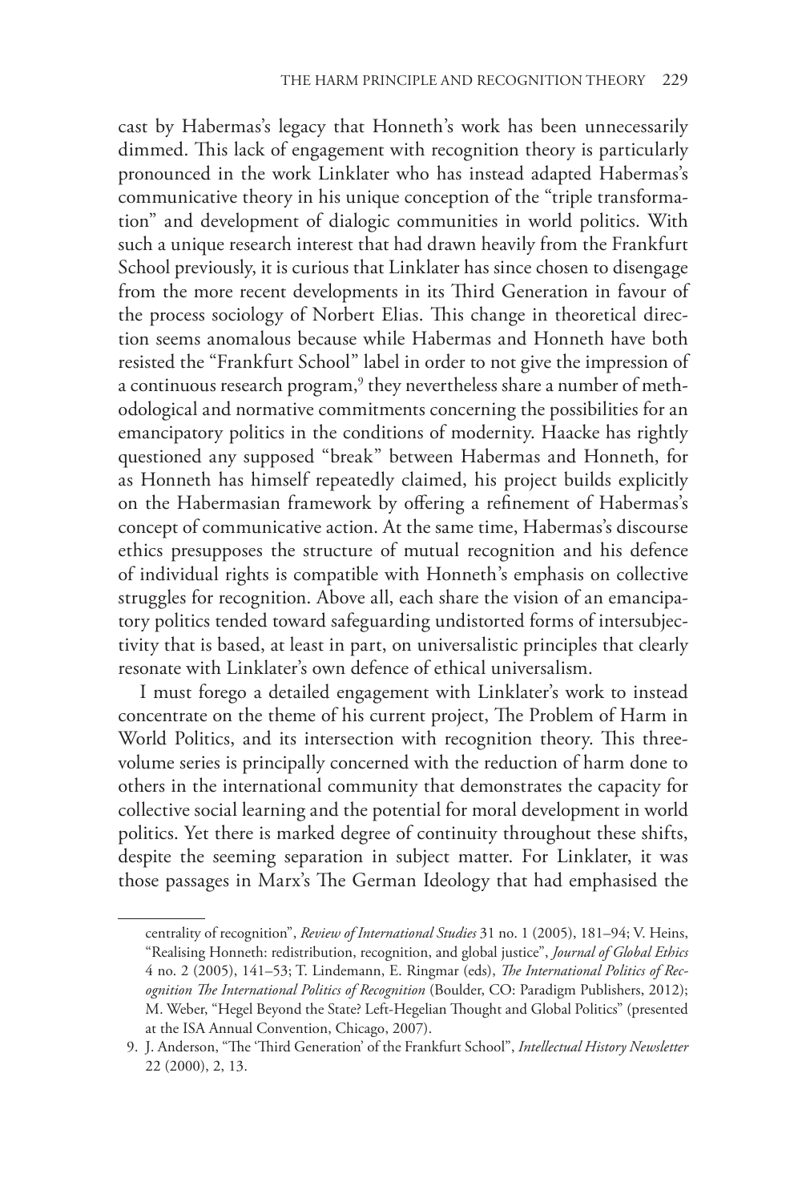cast by Habermas's legacy that Honneth's work has been unnecessarily dimmed. This lack of engagement with recognition theory is particularly pronounced in the work Linklater who has instead adapted Habermas's communicative theory in his unique conception of the "triple transformation" and development of dialogic communities in world politics. With such a unique research interest that had drawn heavily from the Frankfurt School previously, it is curious that Linklater has since chosen to disengage from the more recent developments in its Third Generation in favour of the process sociology of Norbert Elias. This change in theoretical direction seems anomalous because while Habermas and Honneth have both resisted the "Frankfurt School" label in order to not give the impression of a continuous research program,[9] they nevertheless share a number of methodological and normative commitments concerning the possibilities for an emancipatory politics in the conditions of modernity. Haacke has rightly questioned any supposed "break" between Habermas and Honneth, for as Honneth has himself repeatedly claimed, his project builds explicitly on the Habermasian framework by offering a refinement of Habermas's concept of communicative action. At the same time, Habermas's discourse ethics presupposes the structure of mutual recognition and his defence of individual rights is compatible with Honneth's emphasis on collective struggles for recognition. Above all, each share the vision of an emancipatory politics tended toward safeguarding undistorted forms of intersubjectivity that is based, at least in part, on universalistic principles that clearly resonate with Linklater's own defence of ethical universalism.

I must forego a detailed engagement with Linklater's work to instead concentrate on the theme of his current project, The Problem of Harm in World Politics, and its intersection with recognition theory. This three-volume series is principally concerned with the reduction of harm done to others in the international community that demonstrates the capacity for collective social learning and the potential for moral development in world politics. Yet there is marked degree of continuity throughout these shifts, despite the seeming separation in subject matter. For Linklater, it was those passages in Marx's The German Ideology that had emphasised the

---

centrality of recognition", *Review of International Studies* 31 no. 1 (2005), 181–94; V. Heins, "Realising Honneth: redistribution, recognition, and global justice", *Journal of Global Ethics* 4 no. 2 (2005), 141–53; T. Lindemann, E. Ringmar (eds), *The International Politics of Recognition The International Politics of Recognition* (Boulder, CO: Paradigm Publishers, 2012); M. Weber, "Hegel Beyond the State? Left-Hegelian Thought and Global Politics" (presented at the ISA Annual Convention, Chicago, 2007).

9. J. Anderson, "The 'Third Generation' of the Frankfurt School", *Intellectual History Newsletter* 22 (2000), 2, 13.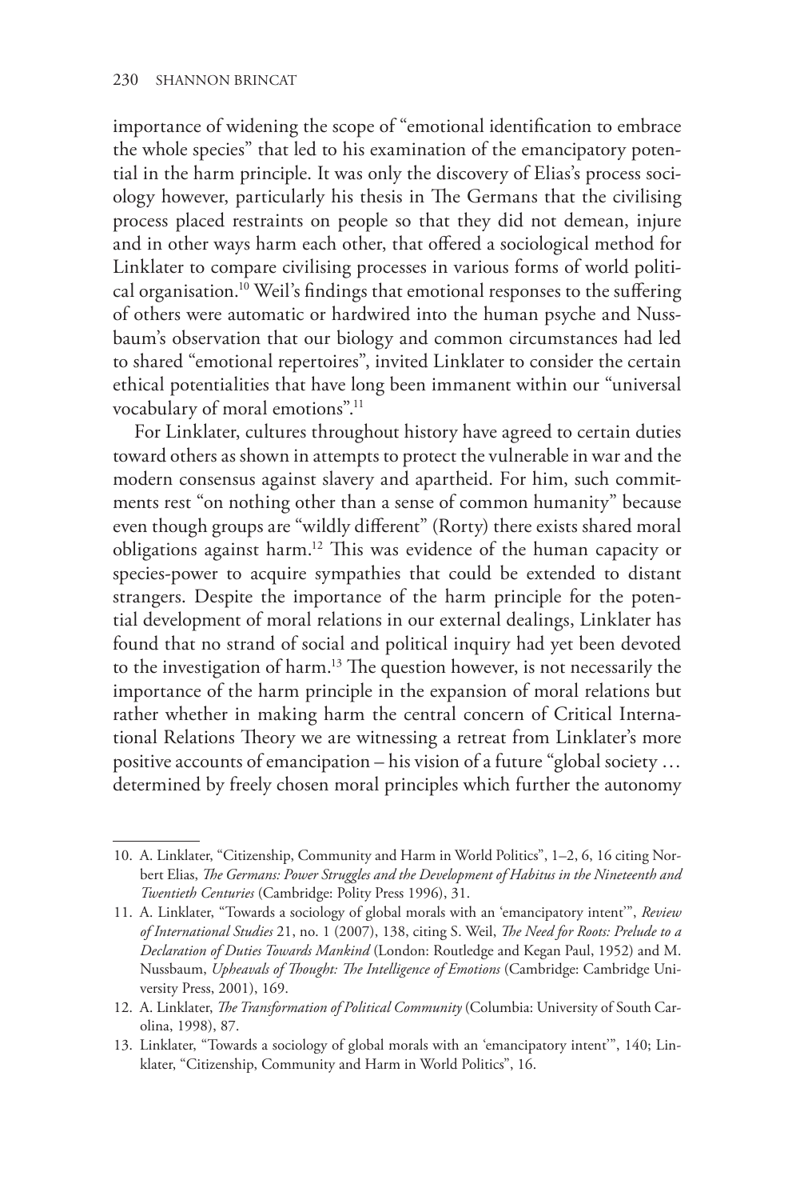importance of widening the scope of "emotional identification to embrace the whole species" that led to his examination of the emancipatory potential in the harm principle. It was only the discovery of Elias's process sociology however, particularly his thesis in The Germans that the civilising process placed restraints on people so that they did not demean, injure and in other ways harm each other, that offered a sociological method for Linklater to compare civilising processes in various forms of world political organisation.[10] Weil's findings that emotional responses to the suffering of others were automatic or hardwired into the human psyche and Nussbaum's observation that our biology and common circumstances had led to shared "emotional repertoires", invited Linklater to consider the certain ethical potentialities that have long been immanent within our "universal vocabulary of moral emotions".[11]

For Linklater, cultures throughout history have agreed to certain duties toward others as shown in attempts to protect the vulnerable in war and the modern consensus against slavery and apartheid. For him, such commitments rest "on nothing other than a sense of common humanity" because even though groups are "wildly different" (Rorty) there exists shared moral obligations against harm.[12] This was evidence of the human capacity or species-power to acquire sympathies that could be extended to distant strangers. Despite the importance of the harm principle for the potential development of moral relations in our external dealings, Linklater has found that no strand of social and political inquiry had yet been devoted to the investigation of harm.[13] The question however, is not necessarily the importance of the harm principle in the expansion of moral relations but rather whether in making harm the central concern of Critical International Relations Theory we are witnessing a retreat from Linklater's more positive accounts of emancipation – his vision of a future "global society … determined by freely chosen moral principles which further the autonomy

---

10. A. Linklater, "Citizenship, Community and Harm in World Politics", 1–2, 6, 16 citing Norbert Elias, *The Germans: Power Struggles and the Development of Habitus in the Nineteenth and Twentieth Centuries* (Cambridge: Polity Press 1996), 31.
11. A. Linklater, "Towards a sociology of global morals with an 'emancipatory intent'", *Review of International Studies* 21, no. 1 (2007), 138, citing S. Weil, *The Need for Roots: Prelude to a Declaration of Duties Towards Mankind* (London: Routledge and Kegan Paul, 1952) and M. Nussbaum, *Upheavals of Thought: The Intelligence of Emotions* (Cambridge: Cambridge University Press, 2001), 169.
12. A. Linklater, *The Transformation of Political Community* (Columbia: University of South Carolina, 1998), 87.
13. Linklater, "Towards a sociology of global morals with an 'emancipatory intent'", 140; Linklater, "Citizenship, Community and Harm in World Politics", 16.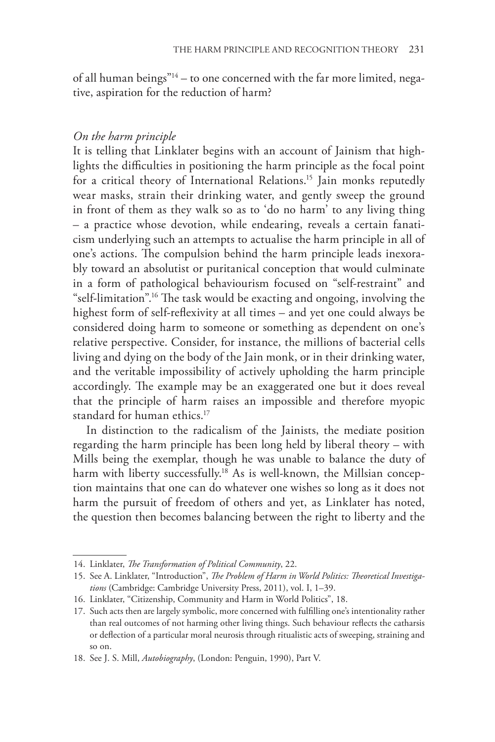of all human beings"[14] – to one concerned with the far more limited, negative, aspiration for the reduction of harm?

### *On the harm principle*

It is telling that Linklater begins with an account of Jainism that highlights the difficulties in positioning the harm principle as the focal point for a critical theory of International Relations.[15] Jain monks reputedly wear masks, strain their drinking water, and gently sweep the ground in front of them as they walk so as to 'do no harm' to any living thing – a practice whose devotion, while endearing, reveals a certain fanaticism underlying such an attempts to actualise the harm principle in all of one's actions. The compulsion behind the harm principle leads inexorably toward an absolutist or puritanical conception that would culminate in a form of pathological behaviourism focused on "self-restraint" and "self-limitation".[16] The task would be exacting and ongoing, involving the highest form of self-reflexivity at all times – and yet one could always be considered doing harm to someone or something as dependent on one's relative perspective. Consider, for instance, the millions of bacterial cells living and dying on the body of the Jain monk, or in their drinking water, and the veritable impossibility of actively upholding the harm principle accordingly. The example may be an exaggerated one but it does reveal that the principle of harm raises an impossible and therefore myopic standard for human ethics.[17]

In distinction to the radicalism of the Jainists, the mediate position regarding the harm principle has been long held by liberal theory – with Mills being the exemplar, though he was unable to balance the duty of harm with liberty successfully.[18] As is well-known, the Millsian conception maintains that one can do whatever one wishes so long as it does not harm the pursuit of freedom of others and yet, as Linklater has noted, the question then becomes balancing between the right to liberty and the

---

14. Linklater, *The Transformation of Political Community*, 22.
15. See A. Linklater, "Introduction", *The Problem of Harm in World Politics: Theoretical Investigations* (Cambridge: Cambridge University Press, 2011), vol. I, 1–39.
16. Linklater, "Citizenship, Community and Harm in World Politics", 18.
17. Such acts then are largely symbolic, more concerned with fulfilling one's intentionality rather than real outcomes of not harming other living things. Such behaviour reflects the catharsis or deflection of a particular moral neurosis through ritualistic acts of sweeping, straining and so on.
18. See J. S. Mill, *Autobiography*, (London: Penguin, 1990), Part V.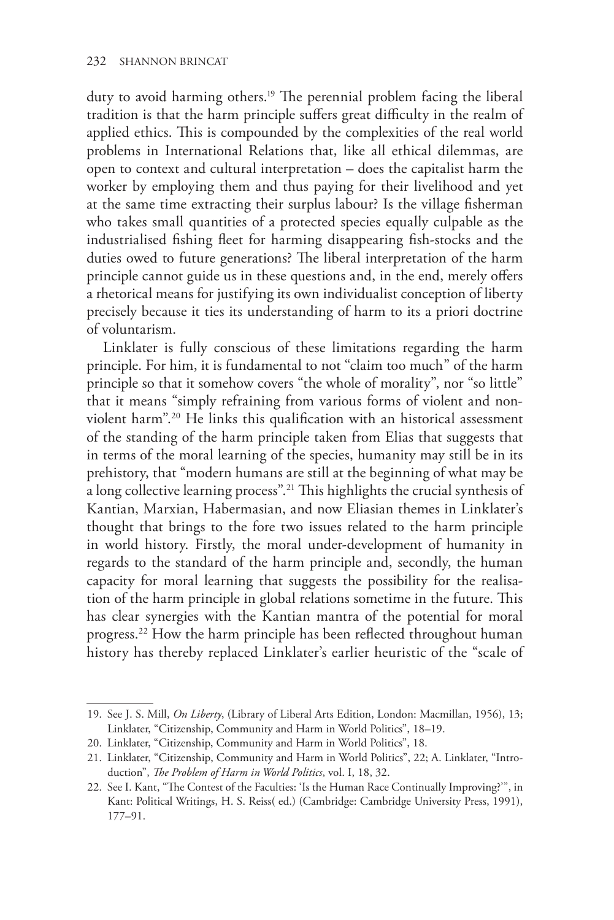duty to avoid harming others.[19] The perennial problem facing the liberal tradition is that the harm principle suffers great difficulty in the realm of applied ethics. This is compounded by the complexities of the real world problems in International Relations that, like all ethical dilemmas, are open to context and cultural interpretation – does the capitalist harm the worker by employing them and thus paying for their livelihood and yet at the same time extracting their surplus labour? Is the village fisherman who takes small quantities of a protected species equally culpable as the industrialised fishing fleet for harming disappearing fish-stocks and the duties owed to future generations? The liberal interpretation of the harm principle cannot guide us in these questions and, in the end, merely offers a rhetorical means for justifying its own individualist conception of liberty precisely because it ties its understanding of harm to its a priori doctrine of voluntarism.

Linklater is fully conscious of these limitations regarding the harm principle. For him, it is fundamental to not "claim too much" of the harm principle so that it somehow covers "the whole of morality", nor "so little" that it means "simply refraining from various forms of violent and non-violent harm".[20] He links this qualification with an historical assessment of the standing of the harm principle taken from Elias that suggests that in terms of the moral learning of the species, humanity may still be in its prehistory, that "modern humans are still at the beginning of what may be a long collective learning process".[21] This highlights the crucial synthesis of Kantian, Marxian, Habermasian, and now Eliasian themes in Linklater's thought that brings to the fore two issues related to the harm principle in world history. Firstly, the moral under-development of humanity in regards to the standard of the harm principle and, secondly, the human capacity for moral learning that suggests the possibility for the realisation of the harm principle in global relations sometime in the future. This has clear synergies with the Kantian mantra of the potential for moral progress.[22] How the harm principle has been reflected throughout human history has thereby replaced Linklater's earlier heuristic of the "scale of

---

19. See J. S. Mill, *On Liberty*, (Library of Liberal Arts Edition, London: Macmillan, 1956), 13; Linklater, "Citizenship, Community and Harm in World Politics", 18–19.
20. Linklater, "Citizenship, Community and Harm in World Politics", 18.
21. Linklater, "Citizenship, Community and Harm in World Politics", 22; A. Linklater, "Introduction", *The Problem of Harm in World Politics*, vol. I, 18, 32.
22. See I. Kant, "The Contest of the Faculties: 'Is the Human Race Continually Improving?'", in Kant: Political Writings, H. S. Reiss( ed.) (Cambridge: Cambridge University Press, 1991), 177–91.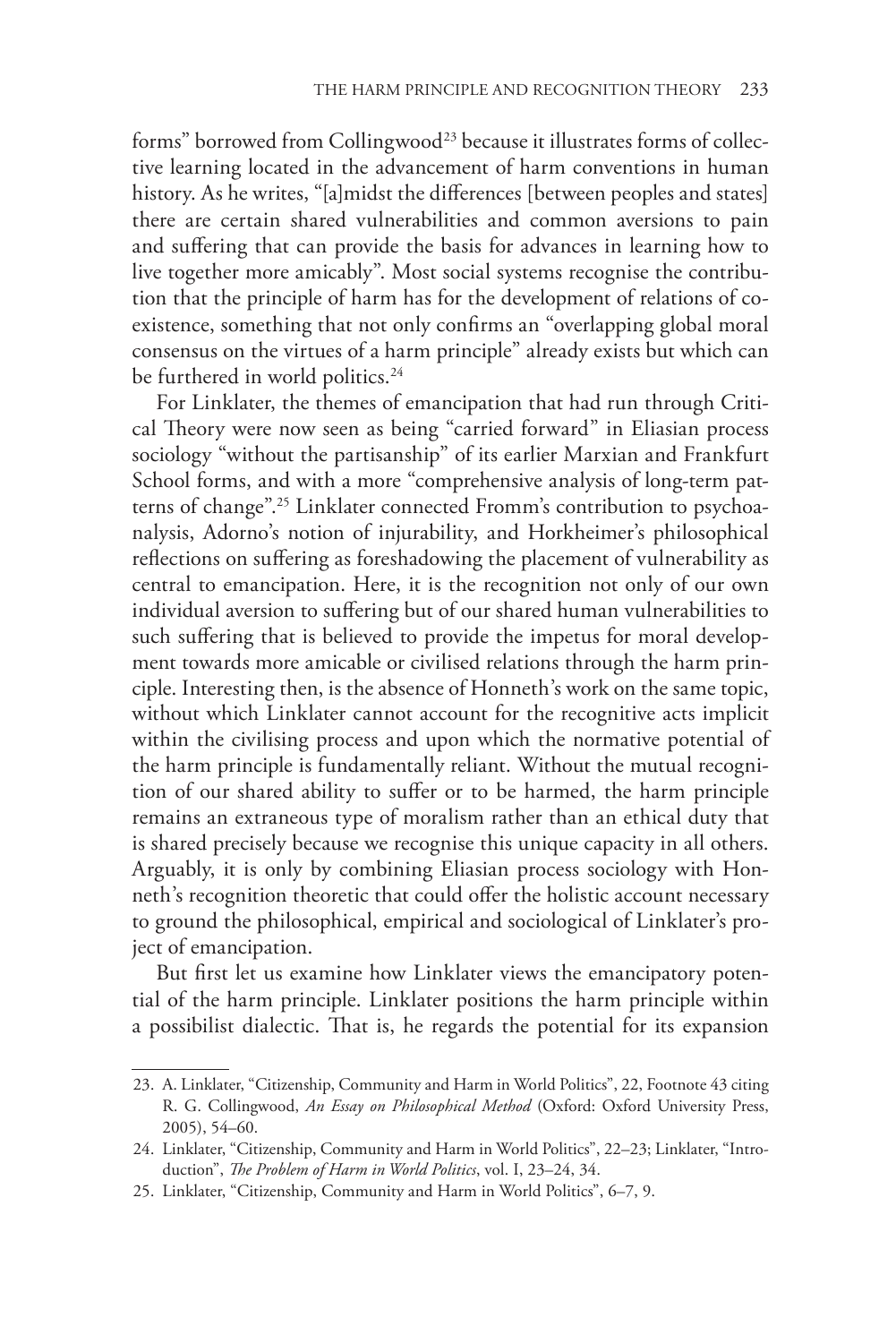forms" borrowed from Collingwood[23] because it illustrates forms of collective learning located in the advancement of harm conventions in human history. As he writes, "[a]midst the differences [between peoples and states] there are certain shared vulnerabilities and common aversions to pain and suffering that can provide the basis for advances in learning how to live together more amicably". Most social systems recognise the contribution that the principle of harm has for the development of relations of coexistence, something that not only confirms an "overlapping global moral consensus on the virtues of a harm principle" already exists but which can be furthered in world politics.[24]

For Linklater, the themes of emancipation that had run through Critical Theory were now seen as being "carried forward" in Eliasian process sociology "without the partisanship" of its earlier Marxian and Frankfurt School forms, and with a more "comprehensive analysis of long-term patterns of change".[25] Linklater connected Fromm's contribution to psychoanalysis, Adorno's notion of injurability, and Horkheimer's philosophical reflections on suffering as foreshadowing the placement of vulnerability as central to emancipation. Here, it is the recognition not only of our own individual aversion to suffering but of our shared human vulnerabilities to such suffering that is believed to provide the impetus for moral development towards more amicable or civilised relations through the harm principle. Interesting then, is the absence of Honneth's work on the same topic, without which Linklater cannot account for the recognitive acts implicit within the civilising process and upon which the normative potential of the harm principle is fundamentally reliant. Without the mutual recognition of our shared ability to suffer or to be harmed, the harm principle remains an extraneous type of moralism rather than an ethical duty that is shared precisely because we recognise this unique capacity in all others. Arguably, it is only by combining Eliasian process sociology with Honneth's recognition theoretic that could offer the holistic account necessary to ground the philosophical, empirical and sociological of Linklater's project of emancipation.

But first let us examine how Linklater views the emancipatory potential of the harm principle. Linklater positions the harm principle within a possibilist dialectic. That is, he regards the potential for its expansion

---

23. A. Linklater, "Citizenship, Community and Harm in World Politics", 22, Footnote 43 citing R. G. Collingwood, *An Essay on Philosophical Method* (Oxford: Oxford University Press, 2005), 54–60.
24. Linklater, "Citizenship, Community and Harm in World Politics", 22–23; Linklater, "Introduction", *The Problem of Harm in World Politics*, vol. I, 23–24, 34.
25. Linklater, "Citizenship, Community and Harm in World Politics", 6–7, 9.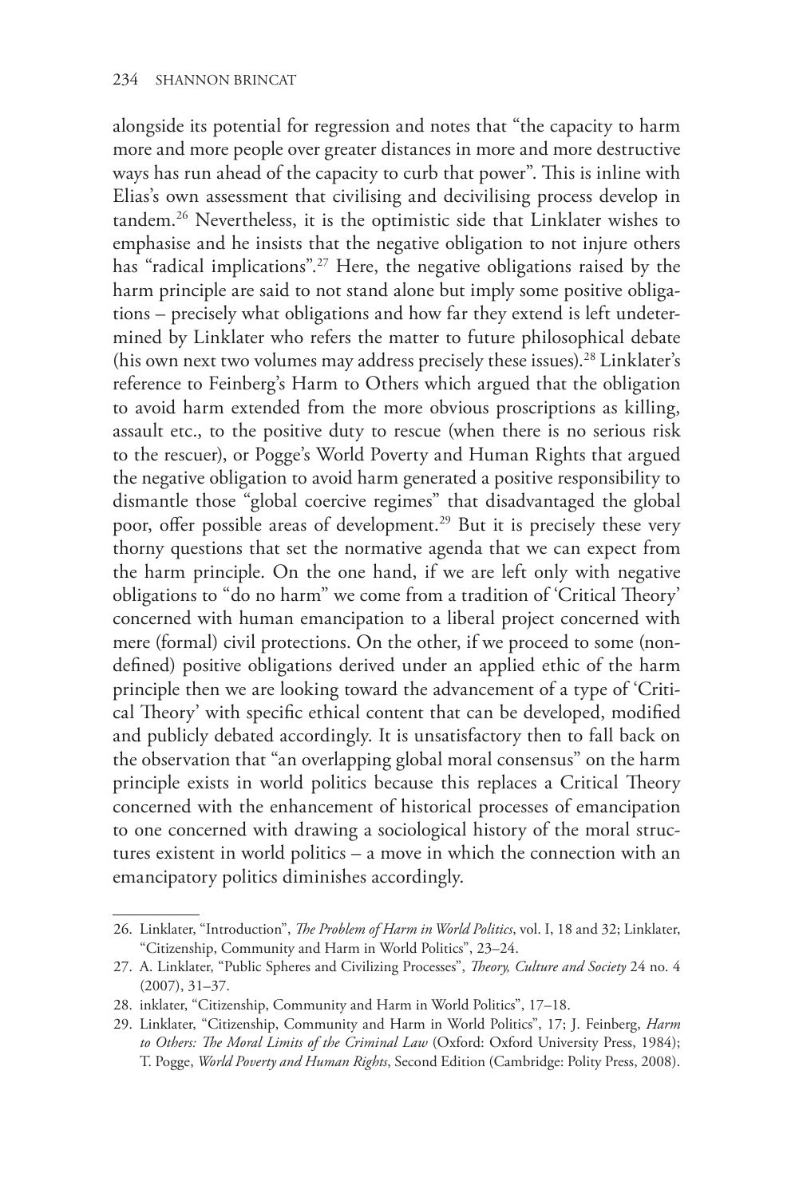alongside its potential for regression and notes that "the capacity to harm more and more people over greater distances in more and more destructive ways has run ahead of the capacity to curb that power". This is inline with Elias's own assessment that civilising and decivilising process develop in tandem.[26] Nevertheless, it is the optimistic side that Linklater wishes to emphasise and he insists that the negative obligation to not injure others has "radical implications".[27] Here, the negative obligations raised by the harm principle are said to not stand alone but imply some positive obligations – precisely what obligations and how far they extend is left undetermined by Linklater who refers the matter to future philosophical debate (his own next two volumes may address precisely these issues).[28] Linklater's reference to Feinberg's Harm to Others which argued that the obligation to avoid harm extended from the more obvious proscriptions as killing, assault etc., to the positive duty to rescue (when there is no serious risk to the rescuer), or Pogge's World Poverty and Human Rights that argued the negative obligation to avoid harm generated a positive responsibility to dismantle those "global coercive regimes" that disadvantaged the global poor, offer possible areas of development.[29] But it is precisely these very thorny questions that set the normative agenda that we can expect from the harm principle. On the one hand, if we are left only with negative obligations to "do no harm" we come from a tradition of 'Critical Theory' concerned with human emancipation to a liberal project concerned with mere (formal) civil protections. On the other, if we proceed to some (non-defined) positive obligations derived under an applied ethic of the harm principle then we are looking toward the advancement of a type of 'Critical Theory' with specific ethical content that can be developed, modified and publicly debated accordingly. It is unsatisfactory then to fall back on the observation that "an overlapping global moral consensus" on the harm principle exists in world politics because this replaces a Critical Theory concerned with the enhancement of historical processes of emancipation to one concerned with drawing a sociological history of the moral structures existent in world politics – a move in which the connection with an emancipatory politics diminishes accordingly.

---

26. Linklater, "Introduction", *The Problem of Harm in World Politics*, vol. I, 18 and 32; Linklater, "Citizenship, Community and Harm in World Politics", 23–24.
27. A. Linklater, "Public Spheres and Civilizing Processes", *Theory, Culture and Society* 24 no. 4 (2007), 31–37.
28. inklater, "Citizenship, Community and Harm in World Politics", 17–18.
29. Linklater, "Citizenship, Community and Harm in World Politics", 17; J. Feinberg, *Harm to Others: The Moral Limits of the Criminal Law* (Oxford: Oxford University Press, 1984); T. Pogge, *World Poverty and Human Rights*, Second Edition (Cambridge: Polity Press, 2008).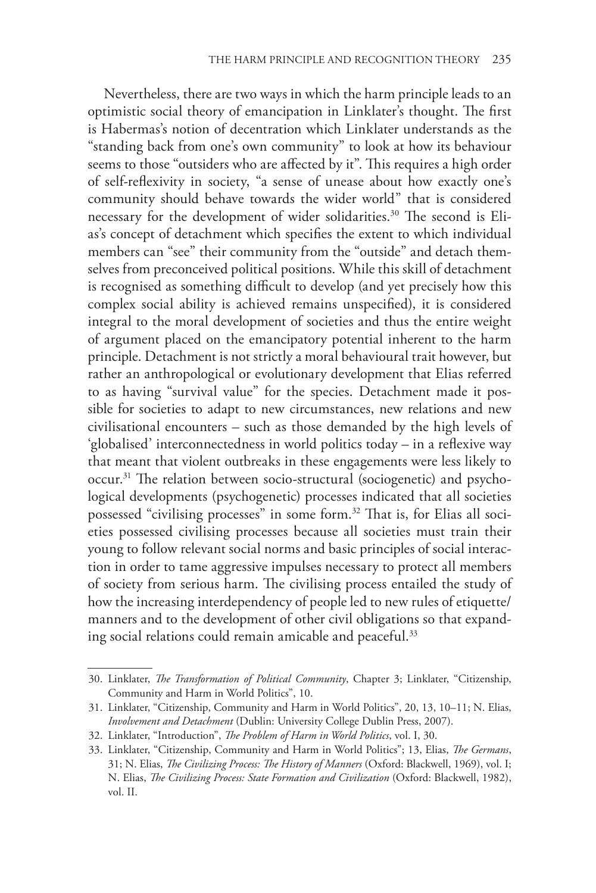Nevertheless, there are two ways in which the harm principle leads to an optimistic social theory of emancipation in Linklater's thought. The first is Habermas's notion of decentration which Linklater understands as the "standing back from one's own community" to look at how its behaviour seems to those "outsiders who are affected by it". This requires a high order of self-reflexivity in society, "a sense of unease about how exactly one's community should behave towards the wider world" that is considered necessary for the development of wider solidarities.[30] The second is Elias's concept of detachment which specifies the extent to which individual members can "see" their community from the "outside" and detach themselves from preconceived political positions. While this skill of detachment is recognised as something difficult to develop (and yet precisely how this complex social ability is achieved remains unspecified), it is considered integral to the moral development of societies and thus the entire weight of argument placed on the emancipatory potential inherent to the harm principle. Detachment is not strictly a moral behavioural trait however, but rather an anthropological or evolutionary development that Elias referred to as having "survival value" for the species. Detachment made it possible for societies to adapt to new circumstances, new relations and new civilisational encounters – such as those demanded by the high levels of 'globalised' interconnectedness in world politics today – in a reflexive way that meant that violent outbreaks in these engagements were less likely to occur.[31] The relation between socio-structural (sociogenetic) and psychological developments (psychogenetic) processes indicated that all societies possessed "civilising processes" in some form.[32] That is, for Elias all societies possessed civilising processes because all societies must train their young to follow relevant social norms and basic principles of social interaction in order to tame aggressive impulses necessary to protect all members of society from serious harm. The civilising process entailed the study of how the increasing interdependency of people led to new rules of etiquette/manners and to the development of other civil obligations so that expanding social relations could remain amicable and peaceful.[33]

---

30. Linklater, *The Transformation of Political Community*, Chapter 3; Linklater, "Citizenship, Community and Harm in World Politics", 10.
31. Linklater, "Citizenship, Community and Harm in World Politics", 20, 13, 10–11; N. Elias, *Involvement and Detachment* (Dublin: University College Dublin Press, 2007).
32. Linklater, "Introduction", *The Problem of Harm in World Politics*, vol. I, 30.
33. Linklater, "Citizenship, Community and Harm in World Politics"; 13, Elias, *The Germans*, 31; N. Elias, *The Civilizing Process: The History of Manners* (Oxford: Blackwell, 1969), vol. I; N. Elias, *The Civilizing Process: State Formation and Civilization* (Oxford: Blackwell, 1982), vol. II.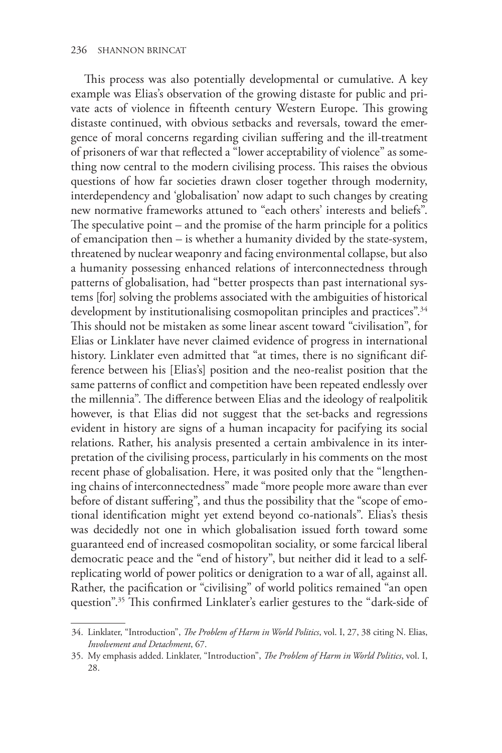This process was also potentially developmental or cumulative. A key example was Elias's observation of the growing distaste for public and private acts of violence in fifteenth century Western Europe. This growing distaste continued, with obvious setbacks and reversals, toward the emergence of moral concerns regarding civilian suffering and the ill-treatment of prisoners of war that reflected a "lower acceptability of violence" as something now central to the modern civilising process. This raises the obvious questions of how far societies drawn closer together through modernity, interdependency and 'globalisation' now adapt to such changes by creating new normative frameworks attuned to "each others' interests and beliefs". The speculative point – and the promise of the harm principle for a politics of emancipation then – is whether a humanity divided by the state-system, threatened by nuclear weaponry and facing environmental collapse, but also a humanity possessing enhanced relations of interconnectedness through patterns of globalisation, had "better prospects than past international systems [for] solving the problems associated with the ambiguities of historical development by institutionalising cosmopolitan principles and practices".[34] This should not be mistaken as some linear ascent toward "civilisation", for Elias or Linklater have never claimed evidence of progress in international history. Linklater even admitted that "at times, there is no significant difference between his [Elias's] position and the neo-realist position that the same patterns of conflict and competition have been repeated endlessly over the millennia". The difference between Elias and the ideology of realpolitik however, is that Elias did not suggest that the set-backs and regressions evident in history are signs of a human incapacity for pacifying its social relations. Rather, his analysis presented a certain ambivalence in its interpretation of the civilising process, particularly in his comments on the most recent phase of globalisation. Here, it was posited only that the "lengthening chains of interconnectedness" made "more people more aware than ever before of distant suffering", and thus the possibility that the "scope of emotional identification might yet extend beyond co-nationals". Elias's thesis was decidedly not one in which globalisation issued forth toward some guaranteed end of increased cosmopolitan sociality, or some farcical liberal democratic peace and the "end of history", but neither did it lead to a self-replicating world of power politics or denigration to a war of all, against all. Rather, the pacification or "civilising" of world politics remained "an open question".[35] This confirmed Linklater's earlier gestures to the "dark-side of

---

34. Linklater, "Introduction", *The Problem of Harm in World Politics*, vol. I, 27, 38 citing N. Elias, *Involvement and Detachment*, 67.

35. My emphasis added. Linklater, "Introduction", *The Problem of Harm in World Politics*, vol. I, 28.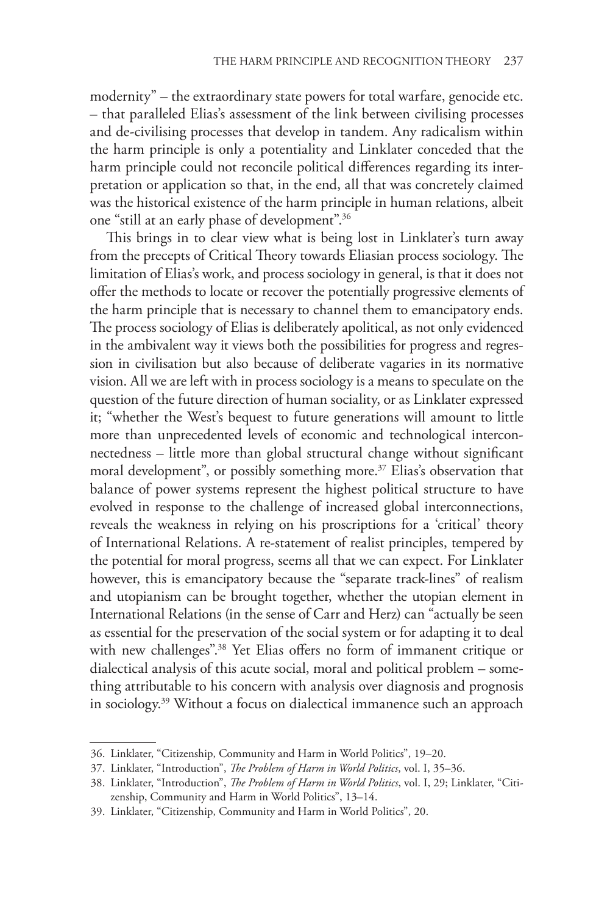modernity" – the extraordinary state powers for total warfare, genocide etc. – that paralleled Elias's assessment of the link between civilising processes and de-civilising processes that develop in tandem. Any radicalism within the harm principle is only a potentiality and Linklater conceded that the harm principle could not reconcile political differences regarding its interpretation or application so that, in the end, all that was concretely claimed was the historical existence of the harm principle in human relations, albeit one "still at an early phase of development".[36]

This brings in to clear view what is being lost in Linklater's turn away from the precepts of Critical Theory towards Eliasian process sociology. The limitation of Elias's work, and process sociology in general, is that it does not offer the methods to locate or recover the potentially progressive elements of the harm principle that is necessary to channel them to emancipatory ends. The process sociology of Elias is deliberately apolitical, as not only evidenced in the ambivalent way it views both the possibilities for progress and regression in civilisation but also because of deliberate vagaries in its normative vision. All we are left with in process sociology is a means to speculate on the question of the future direction of human sociality, or as Linklater expressed it; "whether the West's bequest to future generations will amount to little more than unprecedented levels of economic and technological interconnectedness – little more than global structural change without significant moral development", or possibly something more.[37] Elias's observation that balance of power systems represent the highest political structure to have evolved in response to the challenge of increased global interconnections, reveals the weakness in relying on his proscriptions for a 'critical' theory of International Relations. A re-statement of realist principles, tempered by the potential for moral progress, seems all that we can expect. For Linklater however, this is emancipatory because the "separate track-lines" of realism and utopianism can be brought together, whether the utopian element in International Relations (in the sense of Carr and Herz) can "actually be seen as essential for the preservation of the social system or for adapting it to deal with new challenges".[38] Yet Elias offers no form of immanent critique or dialectical analysis of this acute social, moral and political problem – something attributable to his concern with analysis over diagnosis and prognosis in sociology.[39] Without a focus on dialectical immanence such an approach

36. Linklater, "Citizenship, Community and Harm in World Politics", 19–20.

37. Linklater, "Introduction", *The Problem of Harm in World Politics*, vol. I, 35–36.

38. Linklater, "Introduction", *The Problem of Harm in World Politics*, vol. I, 29; Linklater, "Citizenship, Community and Harm in World Politics", 13–14.

39. Linklater, "Citizenship, Community and Harm in World Politics", 20.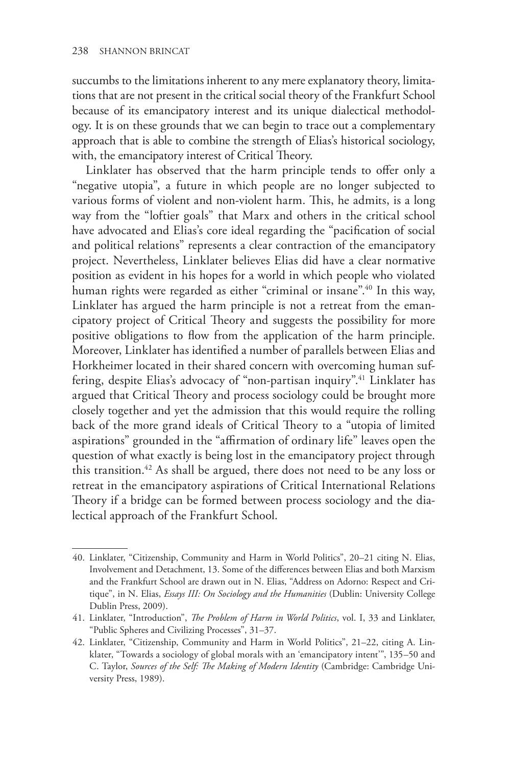succumbs to the limitations inherent to any mere explanatory theory, limitations that are not present in the critical social theory of the Frankfurt School because of its emancipatory interest and its unique dialectical methodology. It is on these grounds that we can begin to trace out a complementary approach that is able to combine the strength of Elias's historical sociology, with, the emancipatory interest of Critical Theory.

Linklater has observed that the harm principle tends to offer only a "negative utopia", a future in which people are no longer subjected to various forms of violent and non-violent harm. This, he admits, is a long way from the "loftier goals" that Marx and others in the critical school have advocated and Elias's core ideal regarding the "pacification of social and political relations" represents a clear contraction of the emancipatory project. Nevertheless, Linklater believes Elias did have a clear normative position as evident in his hopes for a world in which people who violated human rights were regarded as either "criminal or insane".[40] In this way, Linklater has argued the harm principle is not a retreat from the emancipatory project of Critical Theory and suggests the possibility for more positive obligations to flow from the application of the harm principle. Moreover, Linklater has identified a number of parallels between Elias and Horkheimer located in their shared concern with overcoming human suffering, despite Elias's advocacy of "non-partisan inquiry".[41] Linklater has argued that Critical Theory and process sociology could be brought more closely together and yet the admission that this would require the rolling back of the more grand ideals of Critical Theory to a "utopia of limited aspirations" grounded in the "affirmation of ordinary life" leaves open the question of what exactly is being lost in the emancipatory project through this transition.[42] As shall be argued, there does not need to be any loss or retreat in the emancipatory aspirations of Critical International Relations Theory if a bridge can be formed between process sociology and the dialectical approach of the Frankfurt School.

---

40. Linklater, "Citizenship, Community and Harm in World Politics", 20–21 citing N. Elias, Involvement and Detachment, 13. Some of the differences between Elias and both Marxism and the Frankfurt School are drawn out in N. Elias, "Address on Adorno: Respect and Critique", in N. Elias, *Essays III: On Sociology and the Humanities* (Dublin: University College Dublin Press, 2009).

41. Linklater, "Introduction", *The Problem of Harm in World Politics*, vol. I, 33 and Linklater, "Public Spheres and Civilizing Processes", 31–37.

42. Linklater, "Citizenship, Community and Harm in World Politics", 21–22, citing A. Linklater, "Towards a sociology of global morals with an 'emancipatory intent'", 135–50 and C. Taylor, *Sources of the Self: The Making of Modern Identity* (Cambridge: Cambridge University Press, 1989).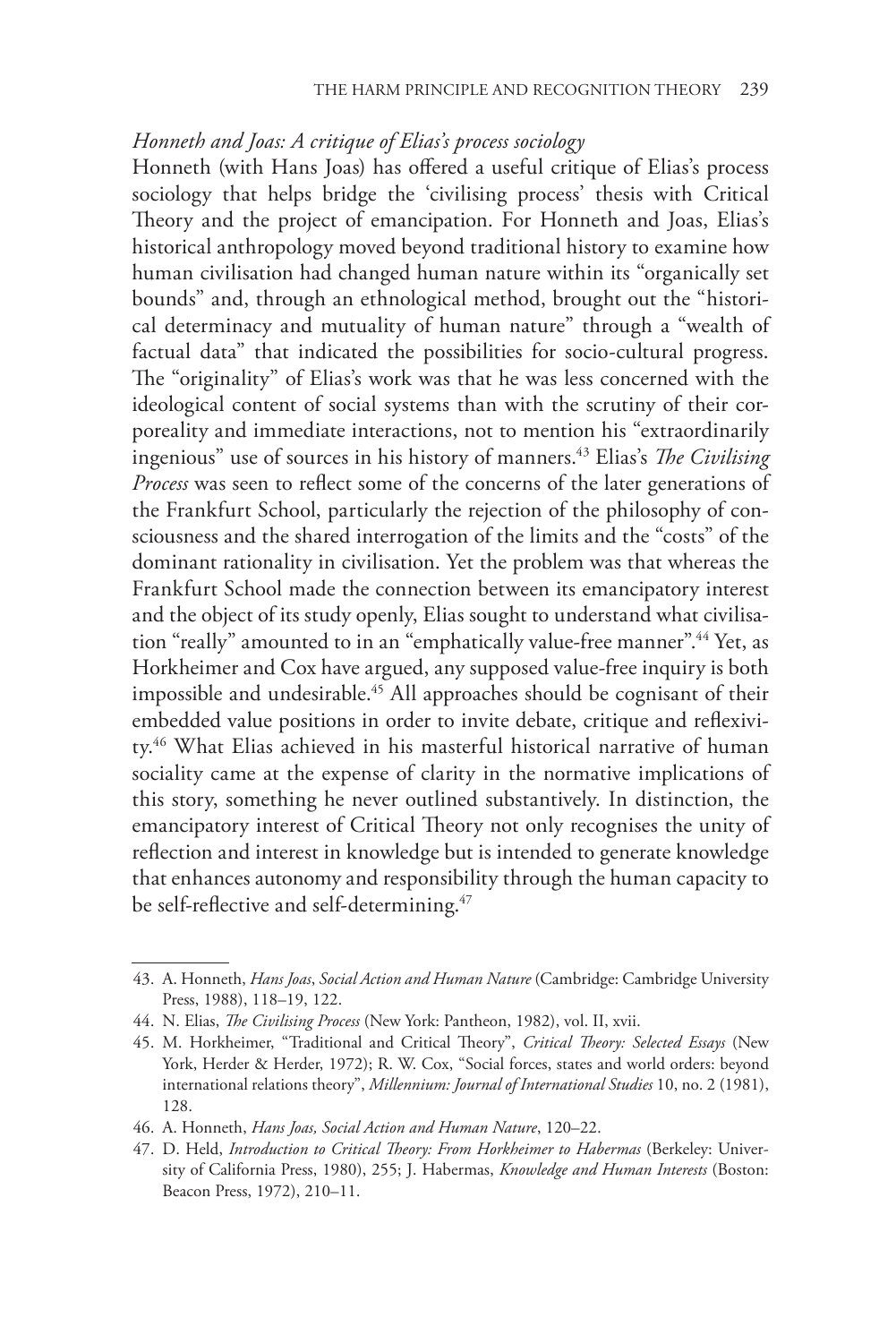*Honneth and Joas: A critique of Elias's process sociology*

Honneth (with Hans Joas) has offered a useful critique of Elias's process sociology that helps bridge the 'civilising process' thesis with Critical Theory and the project of emancipation. For Honneth and Joas, Elias's historical anthropology moved beyond traditional history to examine how human civilisation had changed human nature within its "organically set bounds" and, through an ethnological method, brought out the "historical determinacy and mutuality of human nature" through a "wealth of factual data" that indicated the possibilities for socio-cultural progress. The "originality" of Elias's work was that he was less concerned with the ideological content of social systems than with the scrutiny of their corporeality and immediate interactions, not to mention his "extraordinarily ingenious" use of sources in his history of manners.[43] Elias's *The Civilising Process* was seen to reflect some of the concerns of the later generations of the Frankfurt School, particularly the rejection of the philosophy of consciousness and the shared interrogation of the limits and the "costs" of the dominant rationality in civilisation. Yet the problem was that whereas the Frankfurt School made the connection between its emancipatory interest and the object of its study openly, Elias sought to understand what civilisation "really" amounted to in an "emphatically value-free manner".[44] Yet, as Horkheimer and Cox have argued, any supposed value-free inquiry is both impossible and undesirable.[45] All approaches should be cognisant of their embedded value positions in order to invite debate, critique and reflexivity.[46] What Elias achieved in his masterful historical narrative of human sociality came at the expense of clarity in the normative implications of this story, something he never outlined substantively. In distinction, the emancipatory interest of Critical Theory not only recognises the unity of reflection and interest in knowledge but is intended to generate knowledge that enhances autonomy and responsibility through the human capacity to be self-reflective and self-determining.[47]

---

43. A. Honneth, *Hans Joas*, *Social Action and Human Nature* (Cambridge: Cambridge University Press, 1988), 118–19, 122.

44. N. Elias, *The Civilising Process* (New York: Pantheon, 1982), vol. II, xvii.

45. M. Horkheimer, "Traditional and Critical Theory", *Critical Theory: Selected Essays* (New York, Herder & Herder, 1972); R. W. Cox, "Social forces, states and world orders: beyond international relations theory", *Millennium: Journal of International Studies* 10, no. 2 (1981), 128.

46. A. Honneth, *Hans Joas, Social Action and Human Nature*, 120–22.

47. D. Held, *Introduction to Critical Theory: From Horkheimer to Habermas* (Berkeley: University of California Press, 1980), 255; J. Habermas, *Knowledge and Human Interests* (Boston: Beacon Press, 1972), 210–11.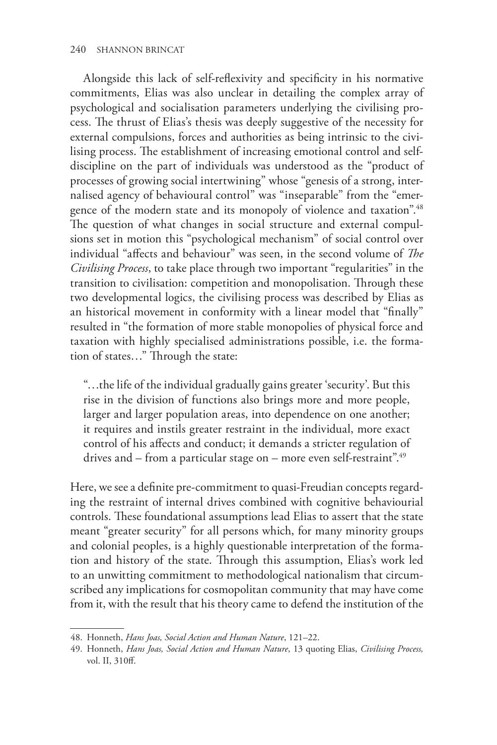Alongside this lack of self-reflexivity and specificity in his normative commitments, Elias was also unclear in detailing the complex array of psychological and socialisation parameters underlying the civilising process. The thrust of Elias's thesis was deeply suggestive of the necessity for external compulsions, forces and authorities as being intrinsic to the civilising process. The establishment of increasing emotional control and self-discipline on the part of individuals was understood as the "product of processes of growing social intertwining" whose "genesis of a strong, internalised agency of behavioural control" was "inseparable" from the "emergence of the modern state and its monopoly of violence and taxation".[48] The question of what changes in social structure and external compulsions set in motion this "psychological mechanism" of social control over individual "affects and behaviour" was seen, in the second volume of *The Civilising Process*, to take place through two important "regularities" in the transition to civilisation: competition and monopolisation. Through these two developmental logics, the civilising process was described by Elias as an historical movement in conformity with a linear model that "finally" resulted in "the formation of more stable monopolies of physical force and taxation with highly specialised administrations possible, i.e. the formation of states…" Through the state:

> "…the life of the individual gradually gains greater 'security'. But this rise in the division of functions also brings more and more people, larger and larger population areas, into dependence on one another; it requires and instils greater restraint in the individual, more exact control of his affects and conduct; it demands a stricter regulation of drives and – from a particular stage on – more even self-restraint".[49]

Here, we see a definite pre-commitment to quasi-Freudian concepts regarding the restraint of internal drives combined with cognitive behaviourial controls. These foundational assumptions lead Elias to assert that the state meant "greater security" for all persons which, for many minority groups and colonial peoples, is a highly questionable interpretation of the formation and history of the state. Through this assumption, Elias's work led to an unwitting commitment to methodological nationalism that circumscribed any implications for cosmopolitan community that may have come from it, with the result that his theory came to defend the institution of the

---

48. Honneth, *Hans Joas, Social Action and Human Nature*, 121–22.

49. Honneth, *Hans Joas, Social Action and Human Nature*, 13 quoting Elias, *Civilising Process,* vol. II, 310ff.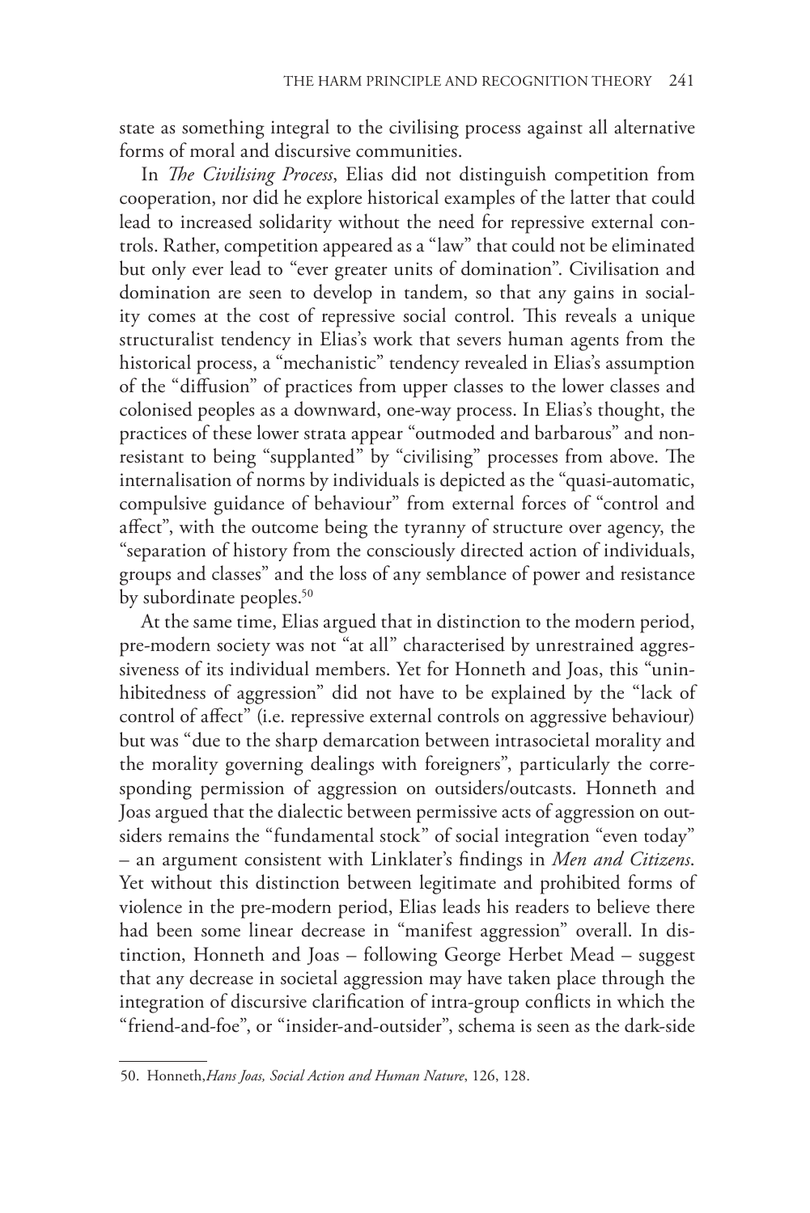state as something integral to the civilising process against all alternative forms of moral and discursive communities.

In *The Civilising Process*, Elias did not distinguish competition from cooperation, nor did he explore historical examples of the latter that could lead to increased solidarity without the need for repressive external controls. Rather, competition appeared as a "law" that could not be eliminated but only ever lead to "ever greater units of domination". Civilisation and domination are seen to develop in tandem, so that any gains in sociality comes at the cost of repressive social control. This reveals a unique structuralist tendency in Elias's work that severs human agents from the historical process, a "mechanistic" tendency revealed in Elias's assumption of the "diffusion" of practices from upper classes to the lower classes and colonised peoples as a downward, one-way process. In Elias's thought, the practices of these lower strata appear "outmoded and barbarous" and non-resistant to being "supplanted" by "civilising" processes from above. The internalisation of norms by individuals is depicted as the "quasi-automatic, compulsive guidance of behaviour" from external forces of "control and affect", with the outcome being the tyranny of structure over agency, the "separation of history from the consciously directed action of individuals, groups and classes" and the loss of any semblance of power and resistance by subordinate peoples.[50]

At the same time, Elias argued that in distinction to the modern period, pre-modern society was not "at all" characterised by unrestrained aggressiveness of its individual members. Yet for Honneth and Joas, this "uninhibitedness of aggression" did not have to be explained by the "lack of control of affect" (i.e. repressive external controls on aggressive behaviour) but was "due to the sharp demarcation between intrasocietal morality and the morality governing dealings with foreigners", particularly the corresponding permission of aggression on outsiders/outcasts. Honneth and Joas argued that the dialectic between permissive acts of aggression on outsiders remains the "fundamental stock" of social integration "even today" – an argument consistent with Linklater's findings in *Men and Citizens*. Yet without this distinction between legitimate and prohibited forms of violence in the pre-modern period, Elias leads his readers to believe there had been some linear decrease in "manifest aggression" overall. In distinction, Honneth and Joas – following George Herbet Mead – suggest that any decrease in societal aggression may have taken place through the integration of discursive clarification of intra-group conflicts in which the "friend-and-foe", or "insider-and-outsider", schema is seen as the dark-side

50. Honneth,*Hans Joas, Social Action and Human Nature*, 126, 128.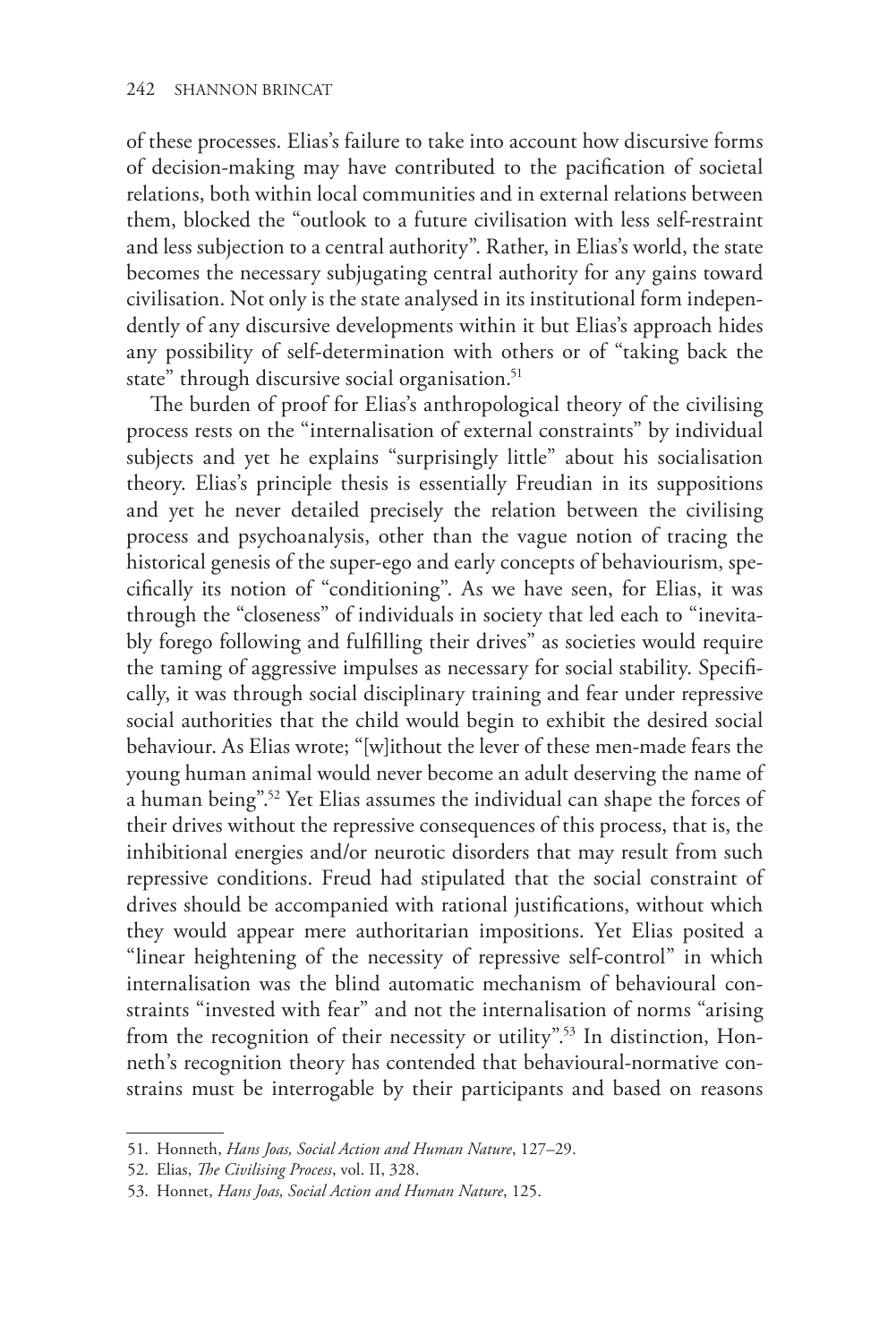of these processes. Elias's failure to take into account how discursive forms of decision-making may have contributed to the pacification of societal relations, both within local communities and in external relations between them, blocked the "outlook to a future civilisation with less self-restraint and less subjection to a central authority". Rather, in Elias's world, the state becomes the necessary subjugating central authority for any gains toward civilisation. Not only is the state analysed in its institutional form independently of any discursive developments within it but Elias's approach hides any possibility of self-determination with others or of "taking back the state" through discursive social organisation.[51]

The burden of proof for Elias's anthropological theory of the civilising process rests on the "internalisation of external constraints" by individual subjects and yet he explains "surprisingly little" about his socialisation theory. Elias's principle thesis is essentially Freudian in its suppositions and yet he never detailed precisely the relation between the civilising process and psychoanalysis, other than the vague notion of tracing the historical genesis of the super-ego and early concepts of behaviourism, specifically its notion of "conditioning". As we have seen, for Elias, it was through the "closeness" of individuals in society that led each to "inevitably forego following and fulfilling their drives" as societies would require the taming of aggressive impulses as necessary for social stability. Specifically, it was through social disciplinary training and fear under repressive social authorities that the child would begin to exhibit the desired social behaviour. As Elias wrote; "[w]ithout the lever of these men-made fears the young human animal would never become an adult deserving the name of a human being".[52] Yet Elias assumes the individual can shape the forces of their drives without the repressive consequences of this process, that is, the inhibitional energies and/or neurotic disorders that may result from such repressive conditions. Freud had stipulated that the social constraint of drives should be accompanied with rational justifications, without which they would appear mere authoritarian impositions. Yet Elias posited a "linear heightening of the necessity of repressive self-control" in which internalisation was the blind automatic mechanism of behavioural constraints "invested with fear" and not the internalisation of norms "arising from the recognition of their necessity or utility".[53] In distinction, Honneth's recognition theory has contended that behavioural-normative constrains must be interrogable by their participants and based on reasons

51. Honneth, *Hans Joas, Social Action and Human Nature*, 127–29.

52. Elias, *The Civilising Process*, vol. II, 328.

53. Honnet, *Hans Joas, Social Action and Human Nature*, 125.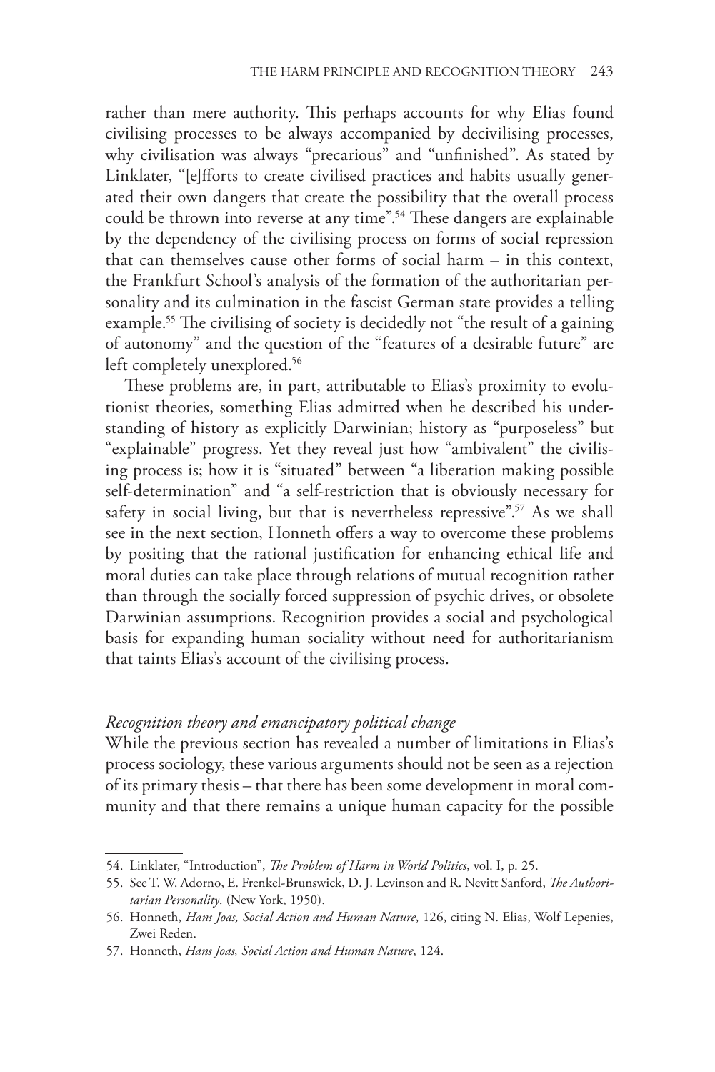rather than mere authority. This perhaps accounts for why Elias found civilising processes to be always accompanied by decivilising processes, why civilisation was always "precarious" and "unfinished". As stated by Linklater, "[e]fforts to create civilised practices and habits usually generated their own dangers that create the possibility that the overall process could be thrown into reverse at any time".[54] These dangers are explainable by the dependency of the civilising process on forms of social repression that can themselves cause other forms of social harm – in this context, the Frankfurt School's analysis of the formation of the authoritarian personality and its culmination in the fascist German state provides a telling example.[55] The civilising of society is decidedly not "the result of a gaining of autonomy" and the question of the "features of a desirable future" are left completely unexplored.[56]

These problems are, in part, attributable to Elias's proximity to evolutionist theories, something Elias admitted when he described his understanding of history as explicitly Darwinian; history as "purposeless" but "explainable" progress. Yet they reveal just how "ambivalent" the civilising process is; how it is "situated" between "a liberation making possible self-determination" and "a self-restriction that is obviously necessary for safety in social living, but that is nevertheless repressive".[57] As we shall see in the next section, Honneth offers a way to overcome these problems by positing that the rational justification for enhancing ethical life and moral duties can take place through relations of mutual recognition rather than through the socially forced suppression of psychic drives, or obsolete Darwinian assumptions. Recognition provides a social and psychological basis for expanding human sociality without need for authoritarianism that taints Elias's account of the civilising process.

### *Recognition theory and emancipatory political change*

While the previous section has revealed a number of limitations in Elias's process sociology, these various arguments should not be seen as a rejection of its primary thesis – that there has been some development in moral community and that there remains a unique human capacity for the possible

---

54. Linklater, "Introduction", *The Problem of Harm in World Politics*, vol. I, p. 25.

55. See T. W. Adorno, E. Frenkel-Brunswick, D. J. Levinson and R. Nevitt Sanford, *The Authoritarian Personality*. (New York, 1950).

56. Honneth, *Hans Joas, Social Action and Human Nature*, 126, citing N. Elias, Wolf Lepenies, Zwei Reden.

57. Honneth, *Hans Joas, Social Action and Human Nature*, 124.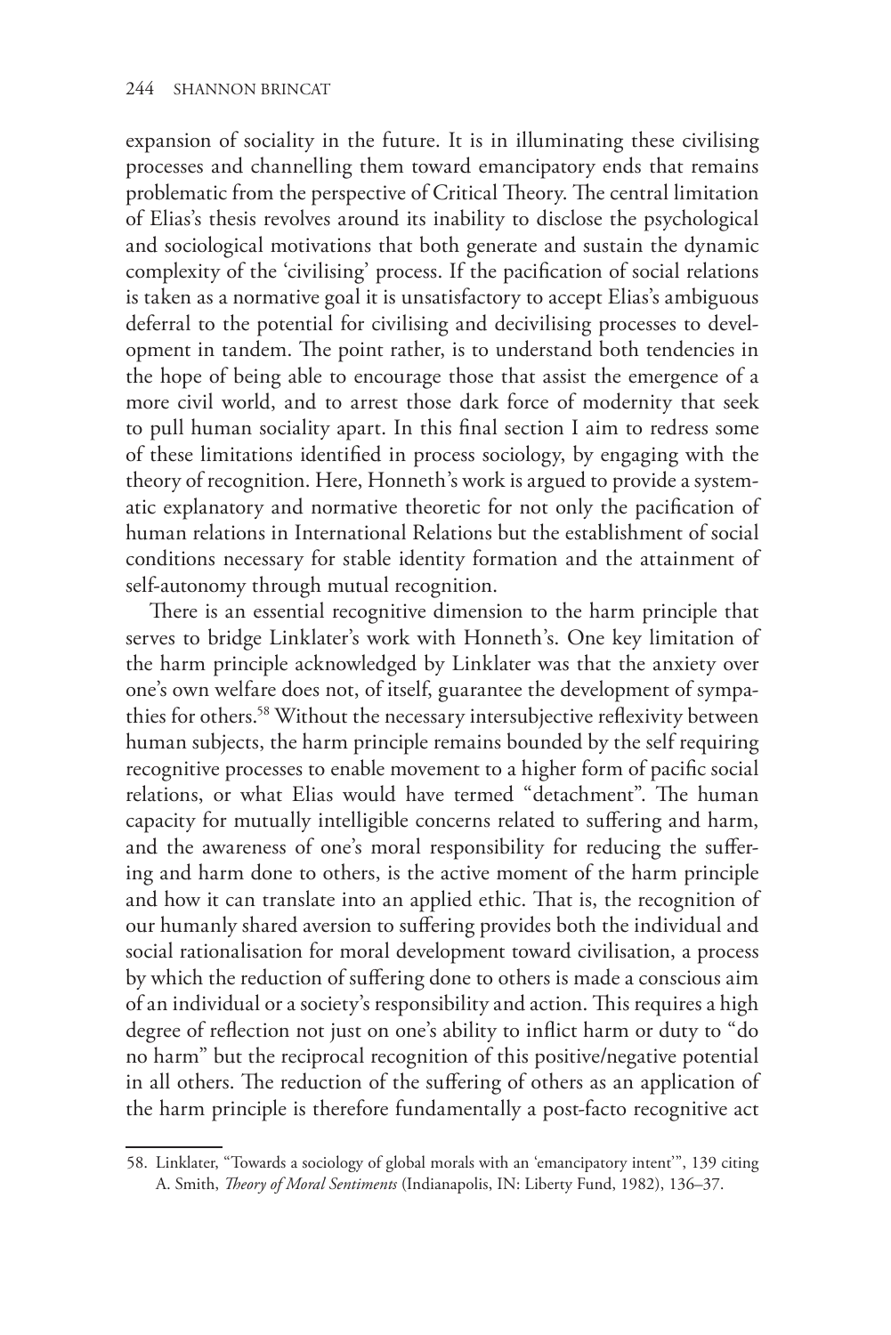expansion of sociality in the future. It is in illuminating these civilising processes and channelling them toward emancipatory ends that remains problematic from the perspective of Critical Theory. The central limitation of Elias's thesis revolves around its inability to disclose the psychological and sociological motivations that both generate and sustain the dynamic complexity of the 'civilising' process. If the pacification of social relations is taken as a normative goal it is unsatisfactory to accept Elias's ambiguous deferral to the potential for civilising and decivilising processes to development in tandem. The point rather, is to understand both tendencies in the hope of being able to encourage those that assist the emergence of a more civil world, and to arrest those dark force of modernity that seek to pull human sociality apart. In this final section I aim to redress some of these limitations identified in process sociology, by engaging with the theory of recognition. Here, Honneth's work is argued to provide a systematic explanatory and normative theoretic for not only the pacification of human relations in International Relations but the establishment of social conditions necessary for stable identity formation and the attainment of self-autonomy through mutual recognition.

There is an essential recognitive dimension to the harm principle that serves to bridge Linklater's work with Honneth's. One key limitation of the harm principle acknowledged by Linklater was that the anxiety over one's own welfare does not, of itself, guarantee the development of sympathies for others.[58] Without the necessary intersubjective reflexivity between human subjects, the harm principle remains bounded by the self requiring recognitive processes to enable movement to a higher form of pacific social relations, or what Elias would have termed "detachment". The human capacity for mutually intelligible concerns related to suffering and harm, and the awareness of one's moral responsibility for reducing the suffering and harm done to others, is the active moment of the harm principle and how it can translate into an applied ethic. That is, the recognition of our humanly shared aversion to suffering provides both the individual and social rationalisation for moral development toward civilisation, a process by which the reduction of suffering done to others is made a conscious aim of an individual or a society's responsibility and action. This requires a high degree of reflection not just on one's ability to inflict harm or duty to "do no harm" but the reciprocal recognition of this positive/negative potential in all others. The reduction of the suffering of others as an application of the harm principle is therefore fundamentally a post-facto recognitive act

58. Linklater, "Towards a sociology of global morals with an 'emancipatory intent'", 139 citing A. Smith, *Theory of Moral Sentiments* (Indianapolis, IN: Liberty Fund, 1982), 136–37.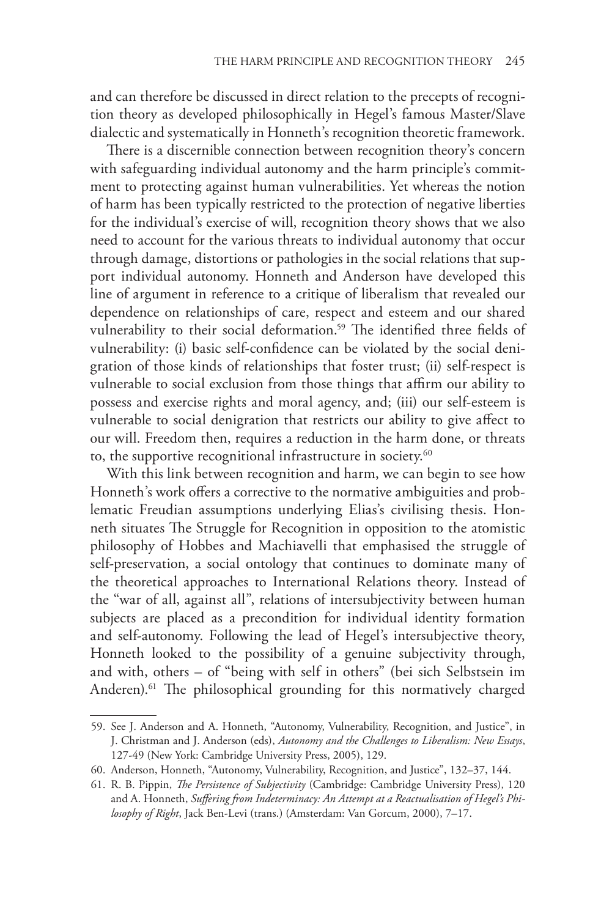and can therefore be discussed in direct relation to the precepts of recognition theory as developed philosophically in Hegel's famous Master/Slave dialectic and systematically in Honneth's recognition theoretic framework.

There is a discernible connection between recognition theory's concern with safeguarding individual autonomy and the harm principle's commitment to protecting against human vulnerabilities. Yet whereas the notion of harm has been typically restricted to the protection of negative liberties for the individual's exercise of will, recognition theory shows that we also need to account for the various threats to individual autonomy that occur through damage, distortions or pathologies in the social relations that support individual autonomy. Honneth and Anderson have developed this line of argument in reference to a critique of liberalism that revealed our dependence on relationships of care, respect and esteem and our shared vulnerability to their social deformation.[59] The identified three fields of vulnerability: (i) basic self-confidence can be violated by the social denigration of those kinds of relationships that foster trust; (ii) self-respect is vulnerable to social exclusion from those things that affirm our ability to possess and exercise rights and moral agency, and; (iii) our self-esteem is vulnerable to social denigration that restricts our ability to give affect to our will. Freedom then, requires a reduction in the harm done, or threats to, the supportive recognitional infrastructure in society.[60]

With this link between recognition and harm, we can begin to see how Honneth's work offers a corrective to the normative ambiguities and problematic Freudian assumptions underlying Elias's civilising thesis. Honneth situates The Struggle for Recognition in opposition to the atomistic philosophy of Hobbes and Machiavelli that emphasised the struggle of self-preservation, a social ontology that continues to dominate many of the theoretical approaches to International Relations theory. Instead of the "war of all, against all", relations of intersubjectivity between human subjects are placed as a precondition for individual identity formation and self-autonomy. Following the lead of Hegel's intersubjective theory, Honneth looked to the possibility of a genuine subjectivity through, and with, others – of "being with self in others" (bei sich Selbstsein im Anderen).[61] The philosophical grounding for this normatively charged

59. See J. Anderson and A. Honneth, "Autonomy, Vulnerability, Recognition, and Justice", in J. Christman and J. Anderson (eds), *Autonomy and the Challenges to Liberalism: New Essays*, 127-49 (New York: Cambridge University Press, 2005), 129.

60. Anderson, Honneth, "Autonomy, Vulnerability, Recognition, and Justice", 132–37, 144.

61. R. B. Pippin, *The Persistence of Subjectivity* (Cambridge: Cambridge University Press), 120 and A. Honneth, *Suffering from Indeterminacy: An Attempt at a Reactualisation of Hegel's Philosophy of Right*, Jack Ben-Levi (trans.) (Amsterdam: Van Gorcum, 2000), 7–17.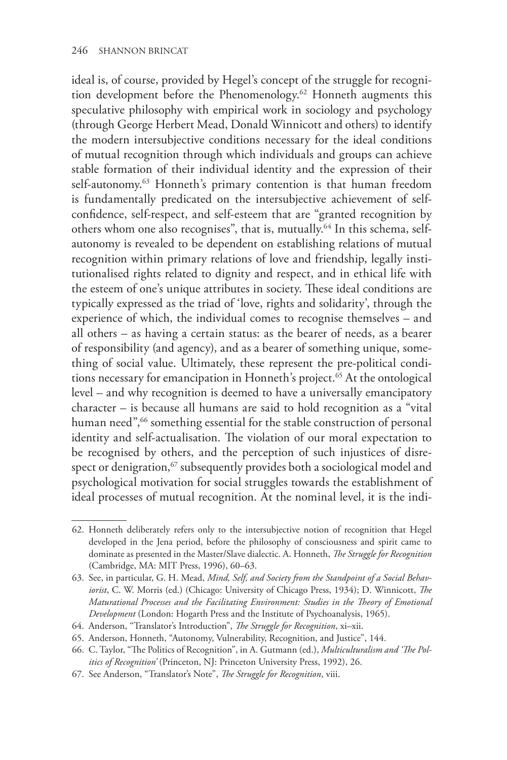ideal is, of course, provided by Hegel's concept of the struggle for recognition development before the Phenomenology.[62] Honneth augments this speculative philosophy with empirical work in sociology and psychology (through George Herbert Mead, Donald Winnicott and others) to identify the modern intersubjective conditions necessary for the ideal conditions of mutual recognition through which individuals and groups can achieve stable formation of their individual identity and the expression of their self-autonomy.[63] Honneth's primary contention is that human freedom is fundamentally predicated on the intersubjective achievement of self-confidence, self-respect, and self-esteem that are "granted recognition by others whom one also recognises", that is, mutually.[64] In this schema, self-autonomy is revealed to be dependent on establishing relations of mutual recognition within primary relations of love and friendship, legally institutionalised rights related to dignity and respect, and in ethical life with the esteem of one's unique attributes in society. These ideal conditions are typically expressed as the triad of 'love, rights and solidarity', through the experience of which, the individual comes to recognise themselves – and all others – as having a certain status: as the bearer of needs, as a bearer of responsibility (and agency), and as a bearer of something unique, something of social value. Ultimately, these represent the pre-political conditions necessary for emancipation in Honneth's project.[65] At the ontological level – and why recognition is deemed to have a universally emancipatory character – is because all humans are said to hold recognition as a "vital human need",[66] something essential for the stable construction of personal identity and self-actualisation. The violation of our moral expectation to be recognised by others, and the perception of such injustices of disrespect or denigration,[67] subsequently provides both a sociological model and psychological motivation for social struggles towards the establishment of ideal processes of mutual recognition. At the nominal level, it is the indi-

62. Honneth deliberately refers only to the intersubjective notion of recognition that Hegel developed in the Jena period, before the philosophy of consciousness and spirit came to dominate as presented in the Master/Slave dialectic. A. Honneth, *The Struggle for Recognition* (Cambridge, MA: MIT Press, 1996), 60–63.

63. See, in particular, G. H. Mead, *Mind, Self, and Society from the Standpoint of a Social Behaviorist*, C. W. Morris (ed.) (Chicago: University of Chicago Press, 1934); D. Winnicott, *The Maturational Processes and the Facilitating Environment: Studies in the Theory of Emotional Development* (London: Hogarth Press and the Institute of Psychoanalysis, 1965).

64. Anderson, "Translator's Introduction", *The Struggle for Recognition*, xi–xii.

65. Anderson, Honneth, "Autonomy, Vulnerability, Recognition, and Justice", 144.

66. C. Taylor, "The Politics of Recognition", in A. Gutmann (ed.), *Multiculturalism and 'The Politics of Recognition'* (Princeton, NJ: Princeton University Press, 1992), 26.

67. See Anderson, "Translator's Note", *The Struggle for Recognition*, viii.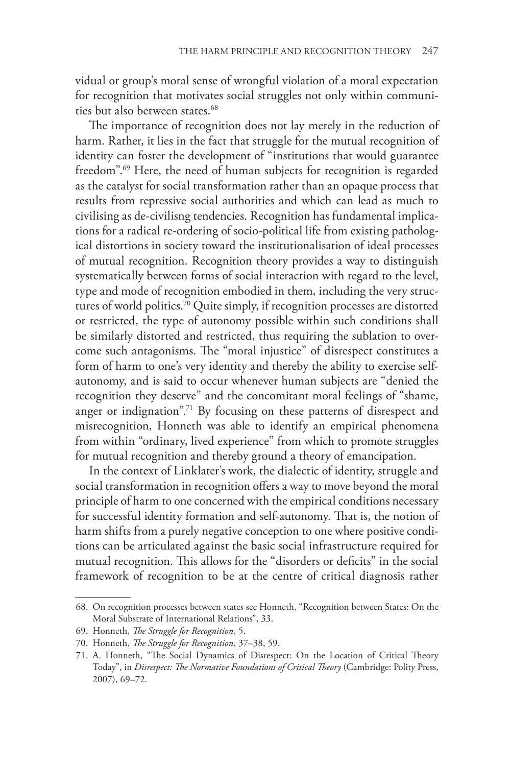vidual or group's moral sense of wrongful violation of a moral expectation for recognition that motivates social struggles not only within communities but also between states.[68]

The importance of recognition does not lay merely in the reduction of harm. Rather, it lies in the fact that struggle for the mutual recognition of identity can foster the development of "institutions that would guarantee freedom".[69] Here, the need of human subjects for recognition is regarded as the catalyst for social transformation rather than an opaque process that results from repressive social authorities and which can lead as much to civilising as de-civilisng tendencies. Recognition has fundamental implications for a radical re-ordering of socio-political life from existing pathological distortions in society toward the institutionalisation of ideal processes of mutual recognition. Recognition theory provides a way to distinguish systematically between forms of social interaction with regard to the level, type and mode of recognition embodied in them, including the very structures of world politics.[70] Quite simply, if recognition processes are distorted or restricted, the type of autonomy possible within such conditions shall be similarly distorted and restricted, thus requiring the sublation to overcome such antagonisms. The "moral injustice" of disrespect constitutes a form of harm to one's very identity and thereby the ability to exercise self-autonomy, and is said to occur whenever human subjects are "denied the recognition they deserve" and the concomitant moral feelings of "shame, anger or indignation".[71] By focusing on these patterns of disrespect and misrecognition, Honneth was able to identify an empirical phenomena from within "ordinary, lived experience" from which to promote struggles for mutual recognition and thereby ground a theory of emancipation.

In the context of Linklater's work, the dialectic of identity, struggle and social transformation in recognition offers a way to move beyond the moral principle of harm to one concerned with the empirical conditions necessary for successful identity formation and self-autonomy. That is, the notion of harm shifts from a purely negative conception to one where positive conditions can be articulated against the basic social infrastructure required for mutual recognition. This allows for the "disorders or deficits" in the social framework of recognition to be at the centre of critical diagnosis rather

---

68. On recognition processes between states see Honneth, "Recognition between States: On the Moral Substrate of International Relations", 33.

69. Honneth, *The Struggle for Recognition*, 5.

70. Honneth, *The Struggle for Recognition*, 37–38, 59.

71. A. Honneth, "The Social Dynamics of Disrespect: On the Location of Critical Theory Today", in *Disrespect: The Normative Foundations of Critical Theory* (Cambridge: Polity Press, 2007), 69–72.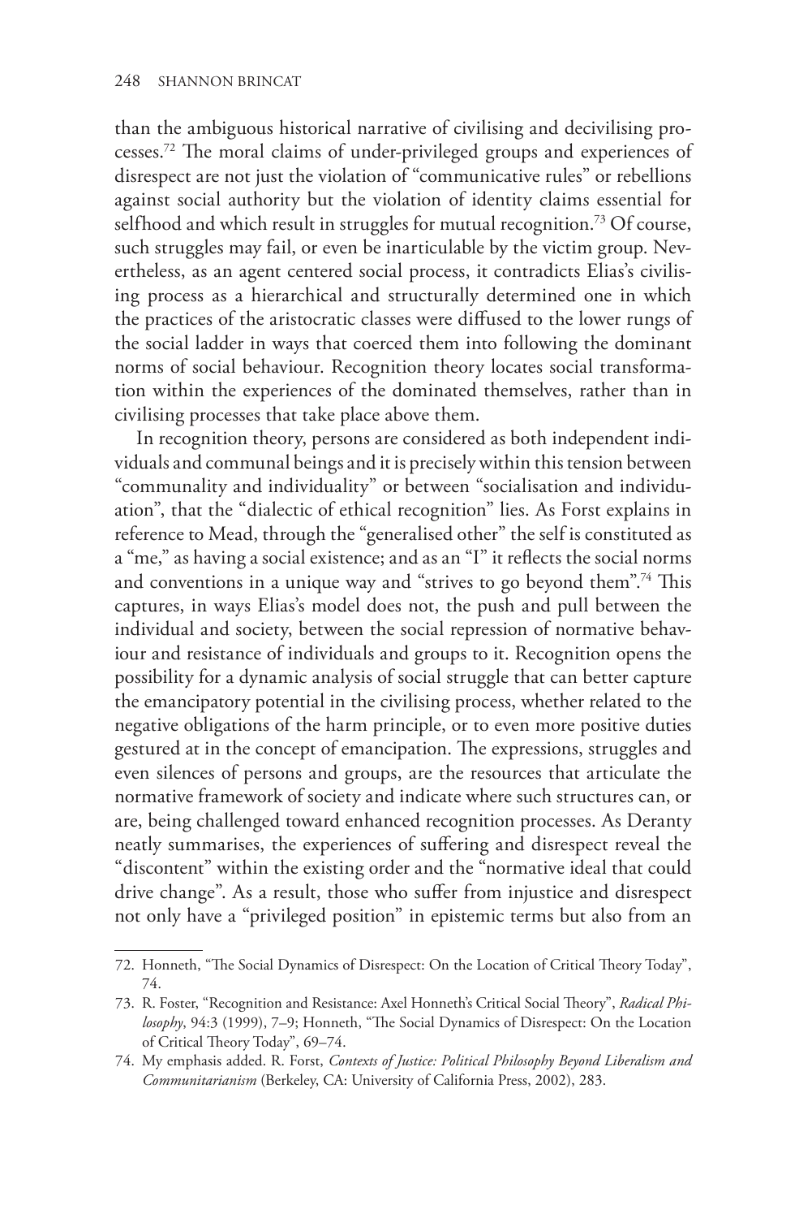than the ambiguous historical narrative of civilising and decivilising processes.[72] The moral claims of under-privileged groups and experiences of disrespect are not just the violation of "communicative rules" or rebellions against social authority but the violation of identity claims essential for selfhood and which result in struggles for mutual recognition.[73] Of course, such struggles may fail, or even be inarticulable by the victim group. Nevertheless, as an agent centered social process, it contradicts Elias's civilising process as a hierarchical and structurally determined one in which the practices of the aristocratic classes were diffused to the lower rungs of the social ladder in ways that coerced them into following the dominant norms of social behaviour. Recognition theory locates social transformation within the experiences of the dominated themselves, rather than in civilising processes that take place above them.

In recognition theory, persons are considered as both independent individuals and communal beings and it is precisely within this tension between "communality and individuality" or between "socialisation and individuation", that the "dialectic of ethical recognition" lies. As Forst explains in reference to Mead, through the "generalised other" the self is constituted as a "me," as having a social existence; and as an "I" it reflects the social norms and conventions in a unique way and "strives to go beyond them".[74] This captures, in ways Elias's model does not, the push and pull between the individual and society, between the social repression of normative behaviour and resistance of individuals and groups to it. Recognition opens the possibility for a dynamic analysis of social struggle that can better capture the emancipatory potential in the civilising process, whether related to the negative obligations of the harm principle, or to even more positive duties gestured at in the concept of emancipation. The expressions, struggles and even silences of persons and groups, are the resources that articulate the normative framework of society and indicate where such structures can, or are, being challenged toward enhanced recognition processes. As Deranty neatly summarises, the experiences of suffering and disrespect reveal the "discontent" within the existing order and the "normative ideal that could drive change". As a result, those who suffer from injustice and disrespect not only have a "privileged position" in epistemic terms but also from an

---

72. Honneth, "The Social Dynamics of Disrespect: On the Location of Critical Theory Today", 74.

73. R. Foster, "Recognition and Resistance: Axel Honneth's Critical Social Theory", *Radical Philosophy*, 94:3 (1999), 7–9; Honneth, "The Social Dynamics of Disrespect: On the Location of Critical Theory Today", 69–74.

74. My emphasis added. R. Forst, *Contexts of Justice: Political Philosophy Beyond Liberalism and Communitarianism* (Berkeley, CA: University of California Press, 2002), 283.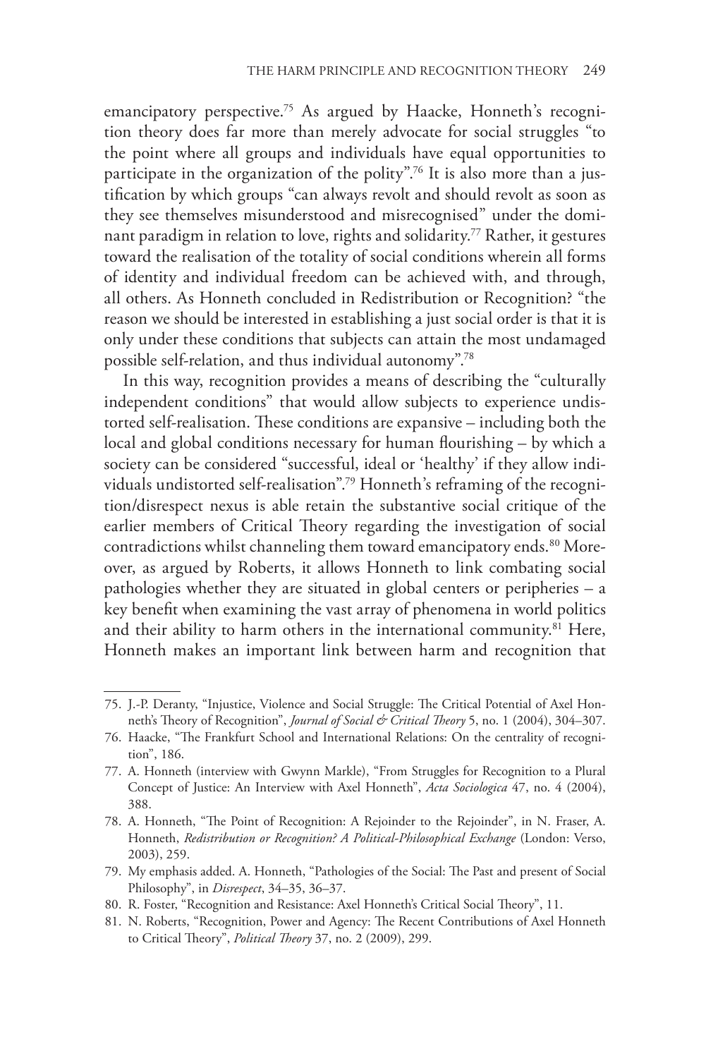emancipatory perspective.[75] As argued by Haacke, Honneth's recognition theory does far more than merely advocate for social struggles "to the point where all groups and individuals have equal opportunities to participate in the organization of the polity".[76] It is also more than a justification by which groups "can always revolt and should revolt as soon as they see themselves misunderstood and misrecognised" under the dominant paradigm in relation to love, rights and solidarity.[77] Rather, it gestures toward the realisation of the totality of social conditions wherein all forms of identity and individual freedom can be achieved with, and through, all others. As Honneth concluded in Redistribution or Recognition? "the reason we should be interested in establishing a just social order is that it is only under these conditions that subjects can attain the most undamaged possible self-relation, and thus individual autonomy".[78]

In this way, recognition provides a means of describing the "culturally independent conditions" that would allow subjects to experience undistorted self-realisation. These conditions are expansive – including both the local and global conditions necessary for human flourishing – by which a society can be considered "successful, ideal or 'healthy' if they allow individuals undistorted self-realisation".[79] Honneth's reframing of the recognition/disrespect nexus is able retain the substantive social critique of the earlier members of Critical Theory regarding the investigation of social contradictions whilst channeling them toward emancipatory ends.[80] Moreover, as argued by Roberts, it allows Honneth to link combating social pathologies whether they are situated in global centers or peripheries – a key benefit when examining the vast array of phenomena in world politics and their ability to harm others in the international community.[81] Here, Honneth makes an important link between harm and recognition that

---

75. J.-P. Deranty, "Injustice, Violence and Social Struggle: The Critical Potential of Axel Honneth's Theory of Recognition", *Journal of Social & Critical Theory* 5, no. 1 (2004), 304–307.
76. Haacke, "The Frankfurt School and International Relations: On the centrality of recognition", 186.
77. A. Honneth (interview with Gwynn Markle), "From Struggles for Recognition to a Plural Concept of Justice: An Interview with Axel Honneth", *Acta Sociologica* 47, no. 4 (2004), 388.
78. A. Honneth, "The Point of Recognition: A Rejoinder to the Rejoinder", in N. Fraser, A. Honneth, *Redistribution or Recognition? A Political-Philosophical Exchange* (London: Verso, 2003), 259.
79. My emphasis added. A. Honneth, "Pathologies of the Social: The Past and present of Social Philosophy", in *Disrespect*, 34–35, 36–37.
80. R. Foster, "Recognition and Resistance: Axel Honneth's Critical Social Theory", 11.
81. N. Roberts, "Recognition, Power and Agency: The Recent Contributions of Axel Honneth to Critical Theory", *Political Theory* 37, no. 2 (2009), 299.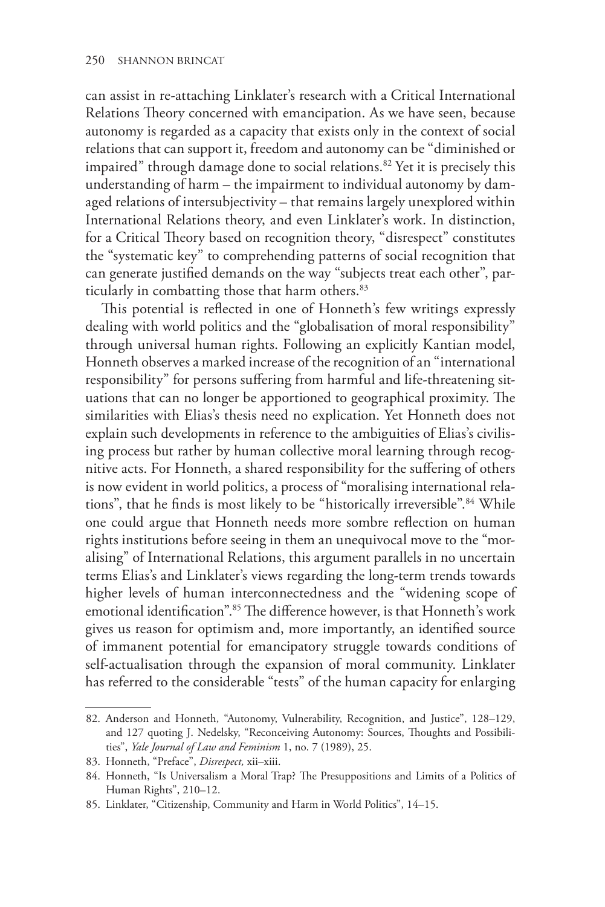can assist in re-attaching Linklater's research with a Critical International Relations Theory concerned with emancipation. As we have seen, because autonomy is regarded as a capacity that exists only in the context of social relations that can support it, freedom and autonomy can be "diminished or impaired" through damage done to social relations.[82] Yet it is precisely this understanding of harm – the impairment to individual autonomy by damaged relations of intersubjectivity – that remains largely unexplored within International Relations theory, and even Linklater's work. In distinction, for a Critical Theory based on recognition theory, "disrespect" constitutes the "systematic key" to comprehending patterns of social recognition that can generate justified demands on the way "subjects treat each other", particularly in combatting those that harm others.[83]

This potential is reflected in one of Honneth's few writings expressly dealing with world politics and the "globalisation of moral responsibility" through universal human rights. Following an explicitly Kantian model, Honneth observes a marked increase of the recognition of an "international responsibility" for persons suffering from harmful and life-threatening situations that can no longer be apportioned to geographical proximity. The similarities with Elias's thesis need no explication. Yet Honneth does not explain such developments in reference to the ambiguities of Elias's civilising process but rather by human collective moral learning through recognitive acts. For Honneth, a shared responsibility for the suffering of others is now evident in world politics, a process of "moralising international relations", that he finds is most likely to be "historically irreversible".[84] While one could argue that Honneth needs more sombre reflection on human rights institutions before seeing in them an unequivocal move to the "moralising" of International Relations, this argument parallels in no uncertain terms Elias's and Linklater's views regarding the long-term trends towards higher levels of human interconnectedness and the "widening scope of emotional identification".[85] The difference however, is that Honneth's work gives us reason for optimism and, more importantly, an identified source of immanent potential for emancipatory struggle towards conditions of self-actualisation through the expansion of moral community. Linklater has referred to the considerable "tests" of the human capacity for enlarging

---

82. Anderson and Honneth, "Autonomy, Vulnerability, Recognition, and Justice", 128–129, and 127 quoting J. Nedelsky, "Reconceiving Autonomy: Sources, Thoughts and Possibilities", *Yale Journal of Law and Feminism* 1, no. 7 (1989), 25.
83. Honneth, "Preface", *Disrespect,* xii–xiii.
84. Honneth, "Is Universalism a Moral Trap? The Presuppositions and Limits of a Politics of Human Rights", 210–12.
85. Linklater, "Citizenship, Community and Harm in World Politics", 14–15.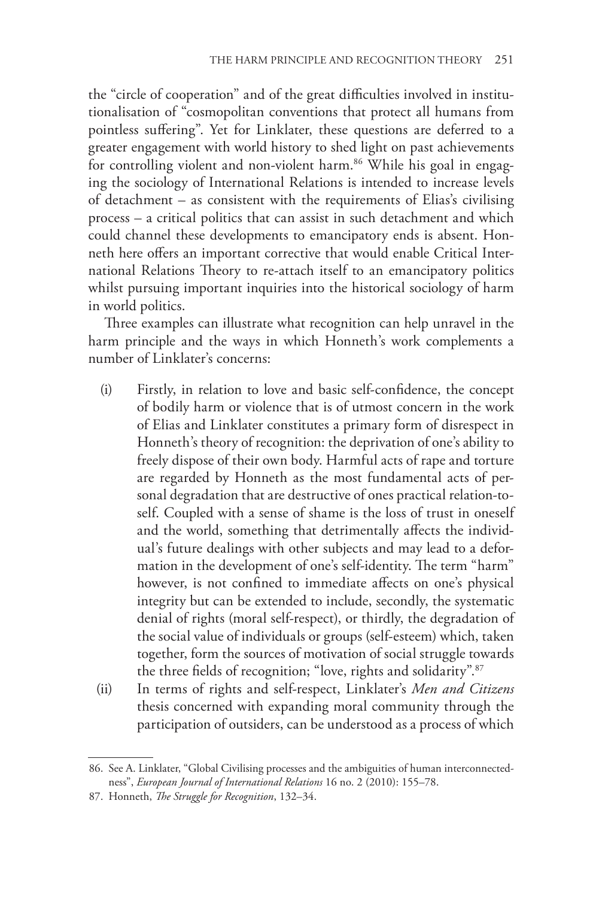the "circle of cooperation" and of the great difficulties involved in institutionalisation of "cosmopolitan conventions that protect all humans from pointless suffering". Yet for Linklater, these questions are deferred to a greater engagement with world history to shed light on past achievements for controlling violent and non-violent harm.[86] While his goal in engaging the sociology of International Relations is intended to increase levels of detachment – as consistent with the requirements of Elias's civilising process – a critical politics that can assist in such detachment and which could channel these developments to emancipatory ends is absent. Honneth here offers an important corrective that would enable Critical International Relations Theory to re-attach itself to an emancipatory politics whilst pursuing important inquiries into the historical sociology of harm in world politics.

Three examples can illustrate what recognition can help unravel in the harm principle and the ways in which Honneth's work complements a number of Linklater's concerns:

(i) Firstly, in relation to love and basic self-confidence, the concept of bodily harm or violence that is of utmost concern in the work of Elias and Linklater constitutes a primary form of disrespect in Honneth's theory of recognition: the deprivation of one's ability to freely dispose of their own body. Harmful acts of rape and torture are regarded by Honneth as the most fundamental acts of personal degradation that are destructive of ones practical relation-to-self. Coupled with a sense of shame is the loss of trust in oneself and the world, something that detrimentally affects the individual's future dealings with other subjects and may lead to a deformation in the development of one's self-identity. The term "harm" however, is not confined to immediate affects on one's physical integrity but can be extended to include, secondly, the systematic denial of rights (moral self-respect), or thirdly, the degradation of the social value of individuals or groups (self-esteem) which, taken together, form the sources of motivation of social struggle towards the three fields of recognition; "love, rights and solidarity".[87]

(ii) In terms of rights and self-respect, Linklater's *Men and Citizens* thesis concerned with expanding moral community through the participation of outsiders, can be understood as a process of which

86. See A. Linklater, "Global Civilising processes and the ambiguities of human interconnectedness", *European Journal of International Relations* 16 no. 2 (2010): 155–78.

87. Honneth, *The Struggle for Recognition*, 132–34.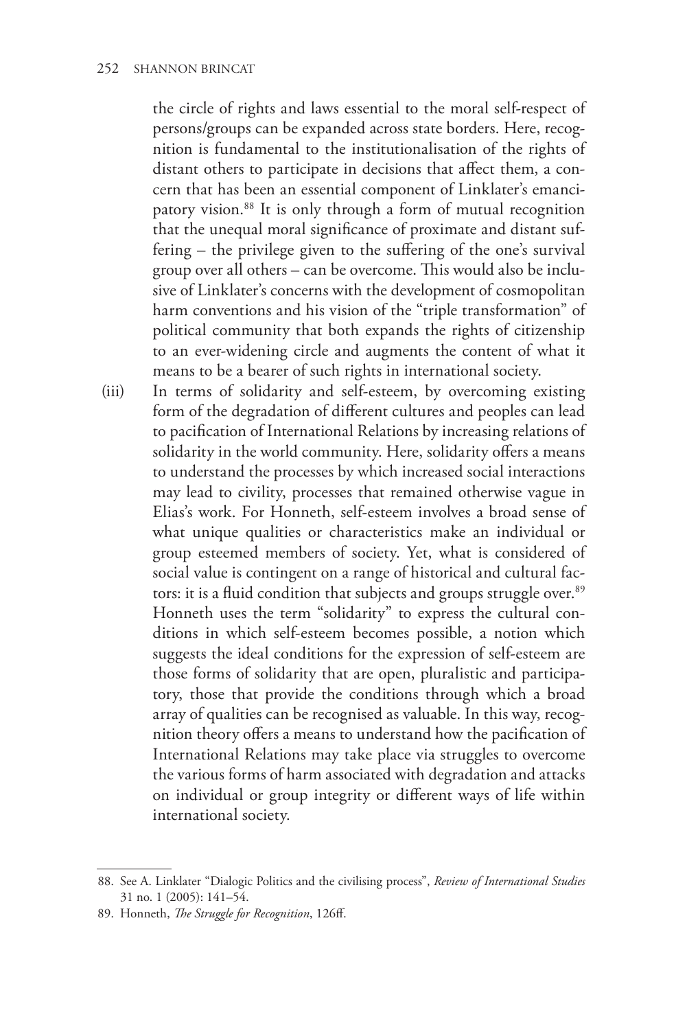the circle of rights and laws essential to the moral self-respect of persons/groups can be expanded across state borders. Here, recognition is fundamental to the institutionalisation of the rights of distant others to participate in decisions that affect them, a concern that has been an essential component of Linklater's emancipatory vision.[88] It is only through a form of mutual recognition that the unequal moral significance of proximate and distant suffering – the privilege given to the suffering of the one's survival group over all others – can be overcome. This would also be inclusive of Linklater's concerns with the development of cosmopolitan harm conventions and his vision of the "triple transformation" of political community that both expands the rights of citizenship to an ever-widening circle and augments the content of what it means to be a bearer of such rights in international society.

(iii) In terms of solidarity and self-esteem, by overcoming existing form of the degradation of different cultures and peoples can lead to pacification of International Relations by increasing relations of solidarity in the world community. Here, solidarity offers a means to understand the processes by which increased social interactions may lead to civility, processes that remained otherwise vague in Elias's work. For Honneth, self-esteem involves a broad sense of what unique qualities or characteristics make an individual or group esteemed members of society. Yet, what is considered of social value is contingent on a range of historical and cultural factors: it is a fluid condition that subjects and groups struggle over.[89] Honneth uses the term "solidarity" to express the cultural conditions in which self-esteem becomes possible, a notion which suggests the ideal conditions for the expression of self-esteem are those forms of solidarity that are open, pluralistic and participatory, those that provide the conditions through which a broad array of qualities can be recognised as valuable. In this way, recognition theory offers a means to understand how the pacification of International Relations may take place via struggles to overcome the various forms of harm associated with degradation and attacks on individual or group integrity or different ways of life within international society.

---

88. See A. Linklater "Dialogic Politics and the civilising process", *Review of International Studies* 31 no. 1 (2005): 141–54.

89. Honneth, *The Struggle for Recognition*, 126ff.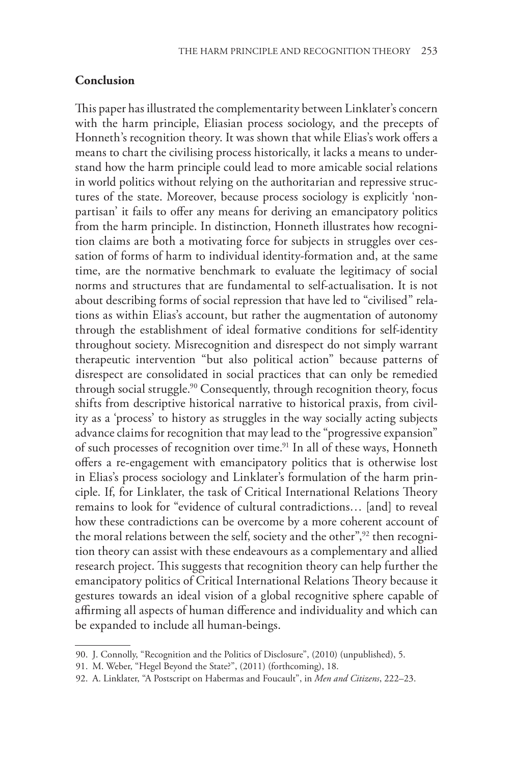## Conclusion

This paper has illustrated the complementarity between Linklater's concern with the harm principle, Eliasian process sociology, and the precepts of Honneth's recognition theory. It was shown that while Elias's work offers a means to chart the civilising process historically, it lacks a means to understand how the harm principle could lead to more amicable social relations in world politics without relying on the authoritarian and repressive structures of the state. Moreover, because process sociology is explicitly 'non-partisan' it fails to offer any means for deriving an emancipatory politics from the harm principle. In distinction, Honneth illustrates how recognition claims are both a motivating force for subjects in struggles over cessation of forms of harm to individual identity-formation and, at the same time, are the normative benchmark to evaluate the legitimacy of social norms and structures that are fundamental to self-actualisation. It is not about describing forms of social repression that have led to "civilised" relations as within Elias's account, but rather the augmentation of autonomy through the establishment of ideal formative conditions for self-identity throughout society. Misrecognition and disrespect do not simply warrant therapeutic intervention "but also political action" because patterns of disrespect are consolidated in social practices that can only be remedied through social struggle.[90] Consequently, through recognition theory, focus shifts from descriptive historical narrative to historical praxis, from civility as a 'process' to history as struggles in the way socially acting subjects advance claims for recognition that may lead to the "progressive expansion" of such processes of recognition over time.[91] In all of these ways, Honneth offers a re-engagement with emancipatory politics that is otherwise lost in Elias's process sociology and Linklater's formulation of the harm principle. If, for Linklater, the task of Critical International Relations Theory remains to look for "evidence of cultural contradictions… [and] to reveal how these contradictions can be overcome by a more coherent account of the moral relations between the self, society and the other",[92] then recognition theory can assist with these endeavours as a complementary and allied research project. This suggests that recognition theory can help further the emancipatory politics of Critical International Relations Theory because it gestures towards an ideal vision of a global recognitive sphere capable of affirming all aspects of human difference and individuality and which can be expanded to include all human-beings.

---

90. J. Connolly, "Recognition and the Politics of Disclosure", (2010) (unpublished), 5.

91. M. Weber, "Hegel Beyond the State?", (2011) (forthcoming), 18.

92. A. Linklater, "A Postscript on Habermas and Foucault", in *Men and Citizens*, 222–23.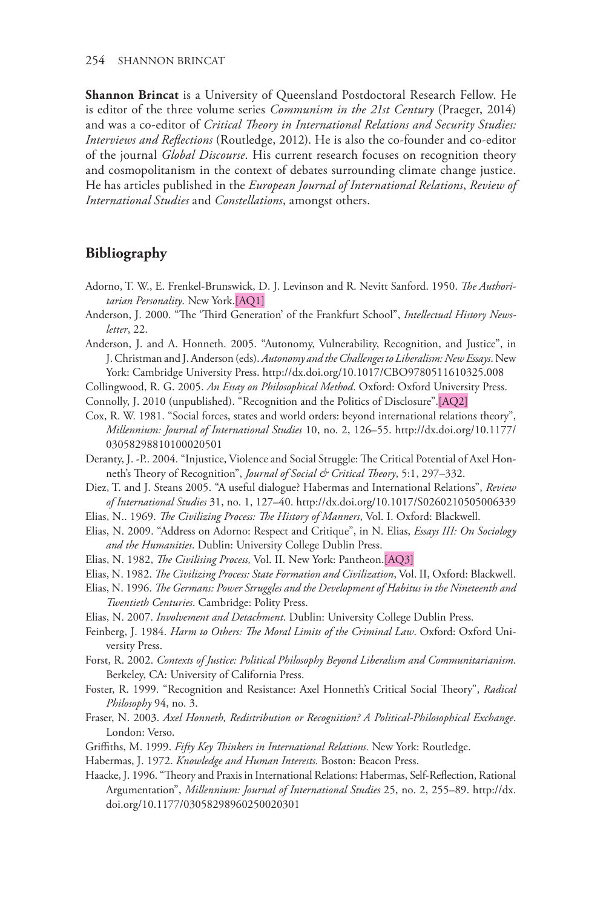**Shannon Brincat** is a University of Queensland Postdoctoral Research Fellow. He is editor of the three volume series *Communism in the 21st Century* (Praeger, 2014) and was a co-editor of *Critical Theory in International Relations and Security Studies: Interviews and Reflections* (Routledge, 2012). He is also the co-founder and co-editor of the journal *Global Discourse*. His current research focuses on recognition theory and cosmopolitanism in the context of debates surrounding climate change justice. He has articles published in the *European Journal of International Relations*, *Review of International Studies* and *Constellations*, amongst others.

## Bibliography

Adorno, T. W., E. Frenkel-Brunswick, D. J. Levinson and R. Nevitt Sanford. 1950. *The Authoritarian Personality*. New York.[AQ1]

Anderson, J. 2000. "The 'Third Generation' of the Frankfurt School", *Intellectual History Newsletter*, 22.

Anderson, J. and A. Honneth. 2005. "Autonomy, Vulnerability, Recognition, and Justice", in J. Christman and J. Anderson (eds). *Autonomy and the Challenges to Liberalism: New Essays*. New York: Cambridge University Press. http://dx.doi.org/10.1017/CBO9780511610325.008

Collingwood, R. G. 2005. *An Essay on Philosophical Method*. Oxford: Oxford University Press.

Connolly, J. 2010 (unpublished). "Recognition and the Politics of Disclosure".[AQ2]

Cox, R. W. 1981. "Social forces, states and world orders: beyond international relations theory", *Millennium: Journal of International Studies* 10, no. 2, 126–55. http://dx.doi.org/10.1177/03058298810100020501

Deranty, J. -P.. 2004. "Injustice, Violence and Social Struggle: The Critical Potential of Axel Honneth's Theory of Recognition", *Journal of Social & Critical Theory*, 5:1, 297–332.

Diez, T. and J. Steans 2005. "A useful dialogue? Habermas and International Relations", *Review of International Studies* 31, no. 1, 127–40. http://dx.doi.org/10.1017/S0260210505006339

Elias, N.. 1969. *The Civilizing Process: The History of Manners*, Vol. I. Oxford: Blackwell.

Elias, N. 2009. "Address on Adorno: Respect and Critique", in N. Elias, *Essays III: On Sociology and the Humanities*. Dublin: University College Dublin Press.

Elias, N. 1982, *The Civilising Process,* Vol. II. New York: Pantheon.[AQ3]

Elias, N. 1982. *The Civilizing Process: State Formation and Civilization*, Vol. II, Oxford: Blackwell.

Elias, N. 1996. *The Germans: Power Struggles and the Development of Habitus in the Nineteenth and Twentieth Centuries*. Cambridge: Polity Press.

Elias, N. 2007. *Involvement and Detachment*. Dublin: University College Dublin Press.

Feinberg, J. 1984. *Harm to Others: The Moral Limits of the Criminal Law*. Oxford: Oxford University Press.

Forst, R. 2002. *Contexts of Justice: Political Philosophy Beyond Liberalism and Communitarianism*. Berkeley, CA: University of California Press.

Foster, R. 1999. "Recognition and Resistance: Axel Honneth's Critical Social Theory", *Radical Philosophy* 94, no. 3.

Fraser, N. 2003. *Axel Honneth, Redistribution or Recognition? A Political-Philosophical Exchange*. London: Verso.

Griffiths, M. 1999. *Fifty Key Thinkers in International Relations.* New York: Routledge.

Habermas, J. 1972. *Knowledge and Human Interests.* Boston: Beacon Press.

Haacke, J. 1996. "Theory and Praxis in International Relations: Habermas, Self-Reflection, Rational Argumentation", *Millennium: Journal of International Studies* 25, no. 2, 255–89. http://dx.doi.org/10.1177/03058298960250020301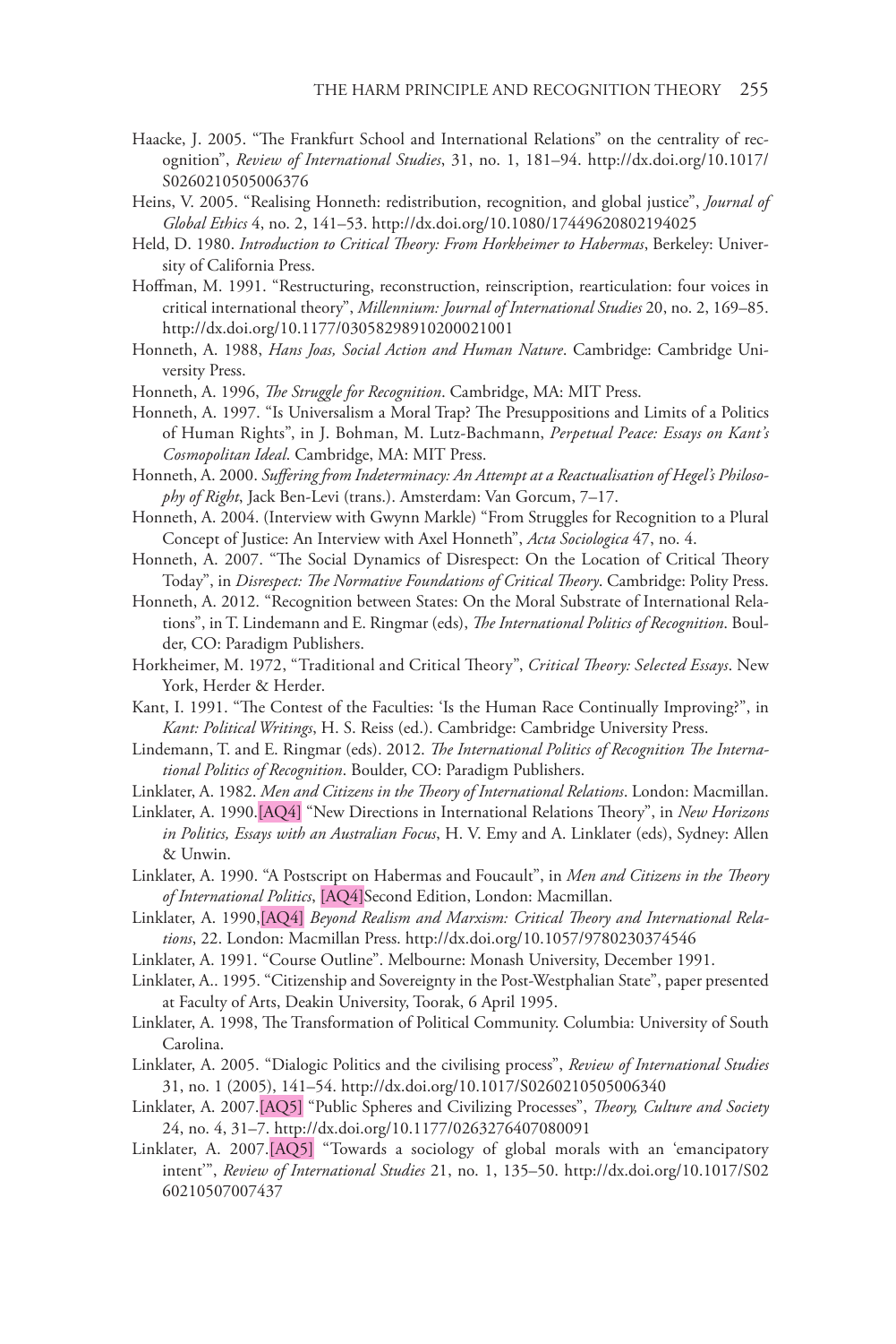Haacke, J. 2005. "The Frankfurt School and International Relations" on the centrality of recognition", *Review of International Studies*, 31, no. 1, 181–94. http://dx.doi.org/10.1017/S0260210505006376

Heins, V. 2005. "Realising Honneth: redistribution, recognition, and global justice", *Journal of Global Ethics* 4, no. 2, 141–53. http://dx.doi.org/10.1080/17449620802194025

Held, D. 1980. *Introduction to Critical Theory: From Horkheimer to Habermas*, Berkeley: University of California Press.

Hoffman, M. 1991. "Restructuring, reconstruction, reinscription, rearticulation: four voices in critical international theory", *Millennium: Journal of International Studies* 20, no. 2, 169–85. http://dx.doi.org/10.1177/03058298910200021001

Honneth, A. 1988, *Hans Joas, Social Action and Human Nature*. Cambridge: Cambridge University Press.

Honneth, A. 1996, *The Struggle for Recognition*. Cambridge, MA: MIT Press.

Honneth, A. 1997. "Is Universalism a Moral Trap? The Presuppositions and Limits of a Politics of Human Rights", in J. Bohman, M. Lutz-Bachmann, *Perpetual Peace: Essays on Kant's Cosmopolitan Ideal*. Cambridge, MA: MIT Press.

Honneth, A. 2000. *Suffering from Indeterminacy: An Attempt at a Reactualisation of Hegel's Philosophy of Right*, Jack Ben-Levi (trans.). Amsterdam: Van Gorcum, 7–17.

Honneth, A. 2004. (Interview with Gwynn Markle) "From Struggles for Recognition to a Plural Concept of Justice: An Interview with Axel Honneth", *Acta Sociologica* 47, no. 4.

Honneth, A. 2007. "The Social Dynamics of Disrespect: On the Location of Critical Theory Today", in *Disrespect: The Normative Foundations of Critical Theory*. Cambridge: Polity Press.

Honneth, A. 2012. "Recognition between States: On the Moral Substrate of International Relations", in T. Lindemann and E. Ringmar (eds), *The International Politics of Recognition*. Boulder, CO: Paradigm Publishers.

Horkheimer, M. 1972, "Traditional and Critical Theory", *Critical Theory: Selected Essays*. New York, Herder & Herder.

Kant, I. 1991. "The Contest of the Faculties: 'Is the Human Race Continually Improving?", in *Kant: Political Writings*, H. S. Reiss (ed.). Cambridge: Cambridge University Press.

Lindemann, T. and E. Ringmar (eds). 2012. *The International Politics of Recognition The International Politics of Recognition*. Boulder, CO: Paradigm Publishers.

Linklater, A. 1982. *Men and Citizens in the Theory of International Relations*. London: Macmillan.

Linklater, A. 1990.[AQ4] "New Directions in International Relations Theory", in *New Horizons in Politics, Essays with an Australian Focus*, H. V. Emy and A. Linklater (eds), Sydney: Allen & Unwin.

Linklater, A. 1990. "A Postscript on Habermas and Foucault", in *Men and Citizens in the Theory of International Politics*, [AQ4]Second Edition, London: Macmillan.

Linklater, A. 1990,[AQ4] *Beyond Realism and Marxism: Critical Theory and International Relations*, 22. London: Macmillan Press. http://dx.doi.org/10.1057/9780230374546

Linklater, A. 1991. "Course Outline". Melbourne: Monash University, December 1991.

Linklater, A.. 1995. "Citizenship and Sovereignty in the Post-Westphalian State", paper presented at Faculty of Arts, Deakin University, Toorak, 6 April 1995.

Linklater, A. 1998, The Transformation of Political Community. Columbia: University of South Carolina.

Linklater, A. 2005. "Dialogic Politics and the civilising process", *Review of International Studies* 31, no. 1 (2005), 141–54. http://dx.doi.org/10.1017/S0260210505006340

Linklater, A. 2007.[AQ5] "Public Spheres and Civilizing Processes", *Theory, Culture and Society* 24, no. 4, 31–7. http://dx.doi.org/10.1177/0263276407080091

Linklater, A. 2007.[AQ5] "Towards a sociology of global morals with an 'emancipatory intent'", *Review of International Studies* 21, no. 1, 135–50. http://dx.doi.org/10.1017/S0260210507007437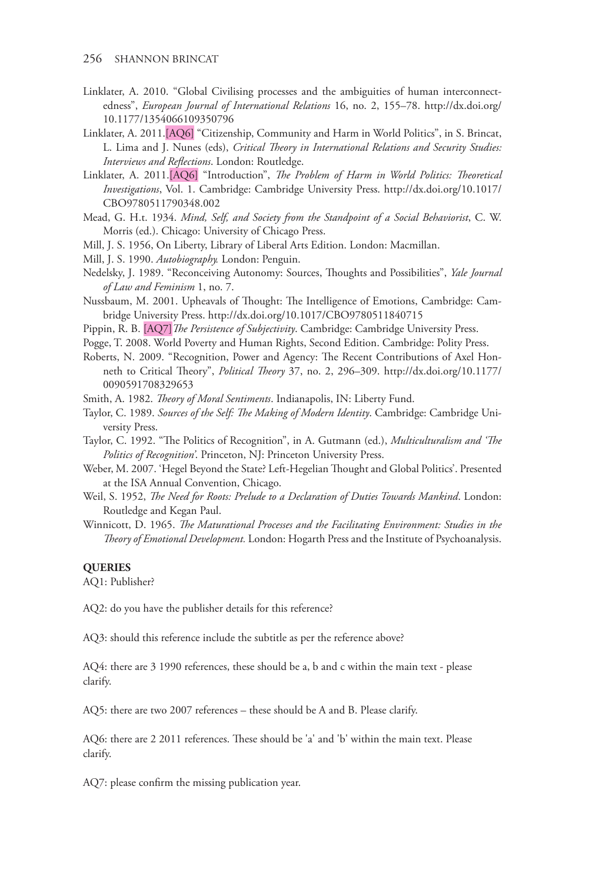Linklater, A. 2010. "Global Civilising processes and the ambiguities of human interconnectedness", *European Journal of International Relations* 16, no. 2, 155–78. http://dx.doi.org/10.1177/1354066109350796

Linklater, A. 2011.[AQ6] "Citizenship, Community and Harm in World Politics", in S. Brincat, L. Lima and J. Nunes (eds), *Critical Theory in International Relations and Security Studies: Interviews and Reflections*. London: Routledge.

Linklater, A. 2011.[AQ6] "Introduction", *The Problem of Harm in World Politics: Theoretical Investigations*, Vol. 1. Cambridge: Cambridge University Press. http://dx.doi.org/10.1017/CBO9780511790348.002

Mead, G. H.t. 1934. *Mind, Self, and Society from the Standpoint of a Social Behaviorist*, C. W. Morris (ed.). Chicago: University of Chicago Press.

Mill, J. S. 1956, On Liberty, Library of Liberal Arts Edition. London: Macmillan.

Mill, J. S. 1990. *Autobiography.* London: Penguin.

Nedelsky, J. 1989. "Reconceiving Autonomy: Sources, Thoughts and Possibilities", *Yale Journal of Law and Feminism* 1, no. 7.

Nussbaum, M. 2001. Upheavals of Thought: The Intelligence of Emotions, Cambridge: Cambridge University Press. http://dx.doi.org/10.1017/CBO9780511840715

Pippin, R. B. [AQ7] *The Persistence of Subjectivity*. Cambridge: Cambridge University Press.

Pogge, T. 2008. World Poverty and Human Rights, Second Edition. Cambridge: Polity Press.

Roberts, N. 2009. "Recognition, Power and Agency: The Recent Contributions of Axel Honneth to Critical Theory", *Political Theory* 37, no. 2, 296–309. http://dx.doi.org/10.1177/0090591708329653

Smith, A. 1982. *Theory of Moral Sentiments*. Indianapolis, IN: Liberty Fund.

Taylor, C. 1989. *Sources of the Self: The Making of Modern Identity*. Cambridge: Cambridge University Press.

Taylor, C. 1992. "The Politics of Recognition", in A. Gutmann (ed.), *Multiculturalism and 'The Politics of Recognition'*. Princeton, NJ: Princeton University Press.

Weber, M. 2007. 'Hegel Beyond the State? Left-Hegelian Thought and Global Politics'. Presented at the ISA Annual Convention, Chicago.

Weil, S. 1952, *The Need for Roots: Prelude to a Declaration of Duties Towards Mankind*. London: Routledge and Kegan Paul.

Winnicott, D. 1965. *The Maturational Processes and the Facilitating Environment: Studies in the Theory of Emotional Development.* London: Hogarth Press and the Institute of Psychoanalysis.

**QUERIES**

AQ1: Publisher?

AQ2: do you have the publisher details for this reference?

AQ3: should this reference include the subtitle as per the reference above?

AQ4: there are 3 1990 references, these should be a, b and c within the main text - please clarify.

AQ5: there are two 2007 references – these should be A and B. Please clarify.

AQ6: there are 2 2011 references. These should be 'a' and 'b' within the main text. Please clarify.

AQ7: please confirm the missing publication year.